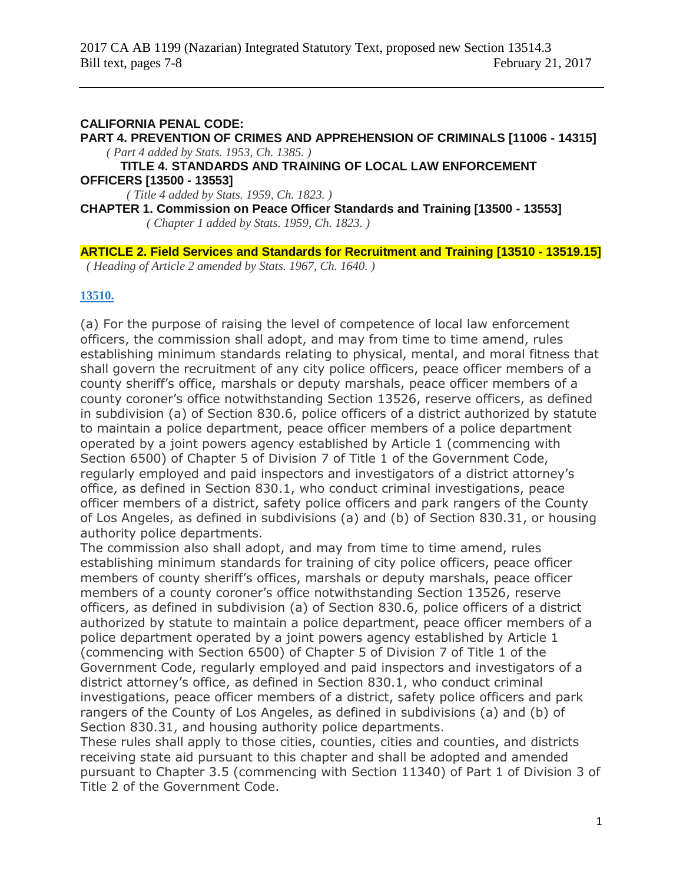2017 CA AB 1199 (Nazarian) Integrated Statutory Text, proposed new Section 13514.3
Bill text, pages 7-8 February 21, 2017

---

**CALIFORNIA PENAL CODE:**

**PART 4. PREVENTION OF CRIMES AND APPREHENSION OF CRIMINALS [11006 - 14315]**

*( Part 4 added by Stats. 1953, Ch. 1385. )*

**TITLE 4. STANDARDS AND TRAINING OF LOCAL LAW ENFORCEMENT OFFICERS [13500 - 13553]**

*( Title 4 added by Stats. 1959, Ch. 1823. )*

**CHAPTER 1. Commission on Peace Officer Standards and Training [13500 - 13553]**

*( Chapter 1 added by Stats. 1959, Ch. 1823. )*

**ARTICLE 2. Field Services and Standards for Recruitment and Training [13510 - 13519.15]**

*( Heading of Article 2 amended by Stats. 1967, Ch. 1640. )*

**13510.**

(a) For the purpose of raising the level of competence of local law enforcement officers, the commission shall adopt, and may from time to time amend, rules establishing minimum standards relating to physical, mental, and moral fitness that shall govern the recruitment of any city police officers, peace officer members of a county sheriff's office, marshals or deputy marshals, peace officer members of a county coroner's office notwithstanding Section 13526, reserve officers, as defined in subdivision (a) of Section 830.6, police officers of a district authorized by statute to maintain a police department, peace officer members of a police department operated by a joint powers agency established by Article 1 (commencing with Section 6500) of Chapter 5 of Division 7 of Title 1 of the Government Code, regularly employed and paid inspectors and investigators of a district attorney's office, as defined in Section 830.1, who conduct criminal investigations, peace officer members of a district, safety police officers and park rangers of the County of Los Angeles, as defined in subdivisions (a) and (b) of Section 830.31, or housing authority police departments.

The commission also shall adopt, and may from time to time amend, rules establishing minimum standards for training of city police officers, peace officer members of county sheriff's offices, marshals or deputy marshals, peace officer members of a county coroner's office notwithstanding Section 13526, reserve officers, as defined in subdivision (a) of Section 830.6, police officers of a district authorized by statute to maintain a police department, peace officer members of a police department operated by a joint powers agency established by Article 1 (commencing with Section 6500) of Chapter 5 of Division 7 of Title 1 of the Government Code, regularly employed and paid inspectors and investigators of a district attorney's office, as defined in Section 830.1, who conduct criminal investigations, peace officer members of a district, safety police officers and park rangers of the County of Los Angeles, as defined in subdivisions (a) and (b) of Section 830.31, and housing authority police departments.

These rules shall apply to those cities, counties, cities and counties, and districts receiving state aid pursuant to this chapter and shall be adopted and amended pursuant to Chapter 3.5 (commencing with Section 11340) of Part 1 of Division 3 of Title 2 of the Government Code.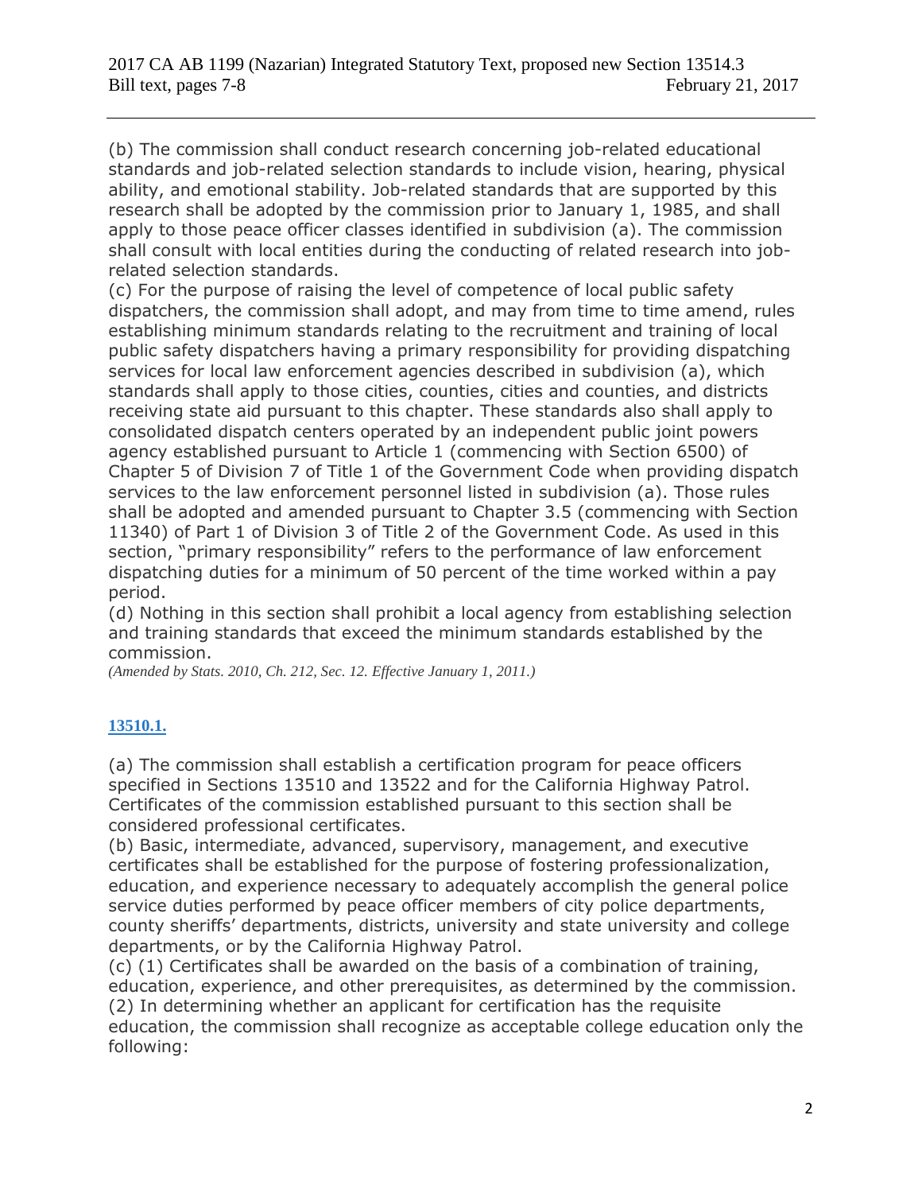(b) The commission shall conduct research concerning job-related educational standards and job-related selection standards to include vision, hearing, physical ability, and emotional stability. Job-related standards that are supported by this research shall be adopted by the commission prior to January 1, 1985, and shall apply to those peace officer classes identified in subdivision (a). The commission shall consult with local entities during the conducting of related research into job-related selection standards.

(c) For the purpose of raising the level of competence of local public safety dispatchers, the commission shall adopt, and may from time to time amend, rules establishing minimum standards relating to the recruitment and training of local public safety dispatchers having a primary responsibility for providing dispatching services for local law enforcement agencies described in subdivision (a), which standards shall apply to those cities, counties, cities and counties, and districts receiving state aid pursuant to this chapter. These standards also shall apply to consolidated dispatch centers operated by an independent public joint powers agency established pursuant to Article 1 (commencing with Section 6500) of Chapter 5 of Division 7 of Title 1 of the Government Code when providing dispatch services to the law enforcement personnel listed in subdivision (a). Those rules shall be adopted and amended pursuant to Chapter 3.5 (commencing with Section 11340) of Part 1 of Division 3 of Title 2 of the Government Code. As used in this section, "primary responsibility" refers to the performance of law enforcement dispatching duties for a minimum of 50 percent of the time worked within a pay period.

(d) Nothing in this section shall prohibit a local agency from establishing selection and training standards that exceed the minimum standards established by the commission.

*(Amended by Stats. 2010, Ch. 212, Sec. 12. Effective January 1, 2011.)*

**13510.1.**

(a) The commission shall establish a certification program for peace officers specified in Sections 13510 and 13522 and for the California Highway Patrol. Certificates of the commission established pursuant to this section shall be considered professional certificates.

(b) Basic, intermediate, advanced, supervisory, management, and executive certificates shall be established for the purpose of fostering professionalization, education, and experience necessary to adequately accomplish the general police service duties performed by peace officer members of city police departments, county sheriffs' departments, districts, university and state university and college departments, or by the California Highway Patrol.

(c) (1) Certificates shall be awarded on the basis of a combination of training, education, experience, and other prerequisites, as determined by the commission.

(2) In determining whether an applicant for certification has the requisite education, the commission shall recognize as acceptable college education only the following: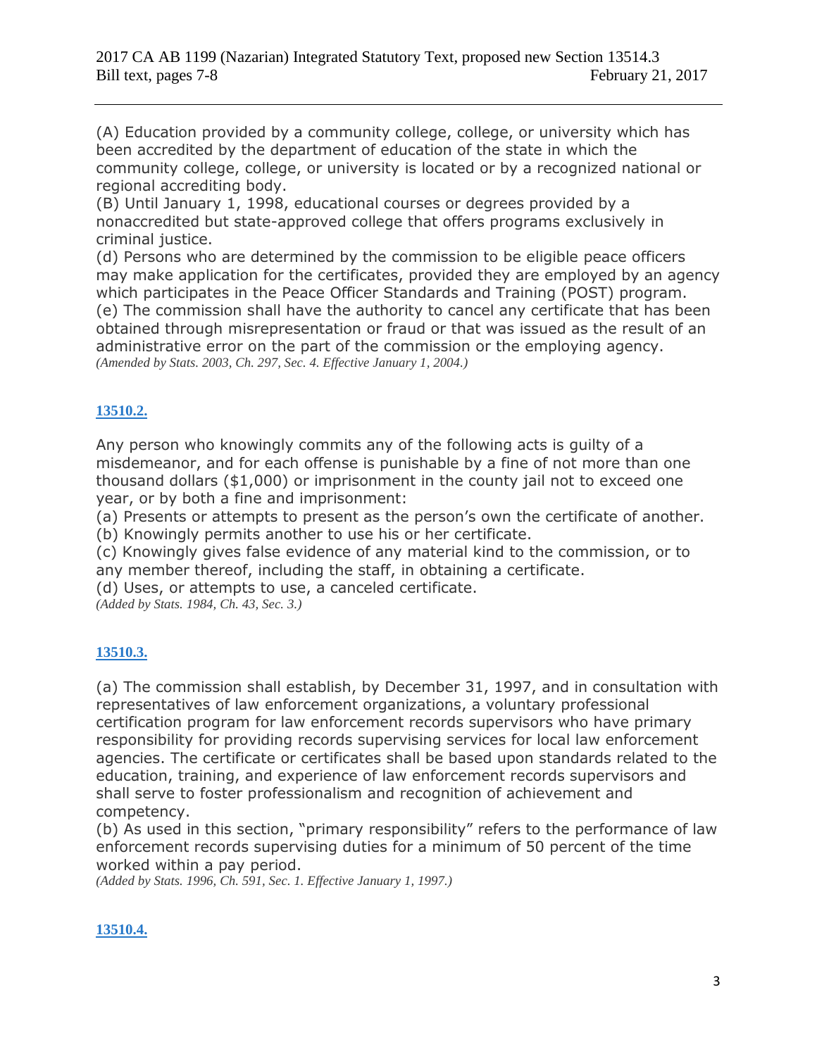(A) Education provided by a community college, college, or university which has been accredited by the department of education of the state in which the community college, college, or university is located or by a recognized national or regional accrediting body.
(B) Until January 1, 1998, educational courses or degrees provided by a nonaccredited but state-approved college that offers programs exclusively in criminal justice.
(d) Persons who are determined by the commission to be eligible peace officers may make application for the certificates, provided they are employed by an agency which participates in the Peace Officer Standards and Training (POST) program.
(e) The commission shall have the authority to cancel any certificate that has been obtained through misrepresentation or fraud or that was issued as the result of an administrative error on the part of the commission or the employing agency.
*(Amended by Stats. 2003, Ch. 297, Sec. 4. Effective January 1, 2004.)*

**13510.2.**

Any person who knowingly commits any of the following acts is guilty of a misdemeanor, and for each offense is punishable by a fine of not more than one thousand dollars ($1,000) or imprisonment in the county jail not to exceed one year, or by both a fine and imprisonment:
(a) Presents or attempts to present as the person's own the certificate of another.
(b) Knowingly permits another to use his or her certificate.
(c) Knowingly gives false evidence of any material kind to the commission, or to any member thereof, including the staff, in obtaining a certificate.
(d) Uses, or attempts to use, a canceled certificate.
*(Added by Stats. 1984, Ch. 43, Sec. 3.)*

**13510.3.**

(a) The commission shall establish, by December 31, 1997, and in consultation with representatives of law enforcement organizations, a voluntary professional certification program for law enforcement records supervisors who have primary responsibility for providing records supervising services for local law enforcement agencies. The certificate or certificates shall be based upon standards related to the education, training, and experience of law enforcement records supervisors and shall serve to foster professionalism and recognition of achievement and competency.
(b) As used in this section, "primary responsibility" refers to the performance of law enforcement records supervising duties for a minimum of 50 percent of the time worked within a pay period.
*(Added by Stats. 1996, Ch. 591, Sec. 1. Effective January 1, 1997.)*

**13510.4.**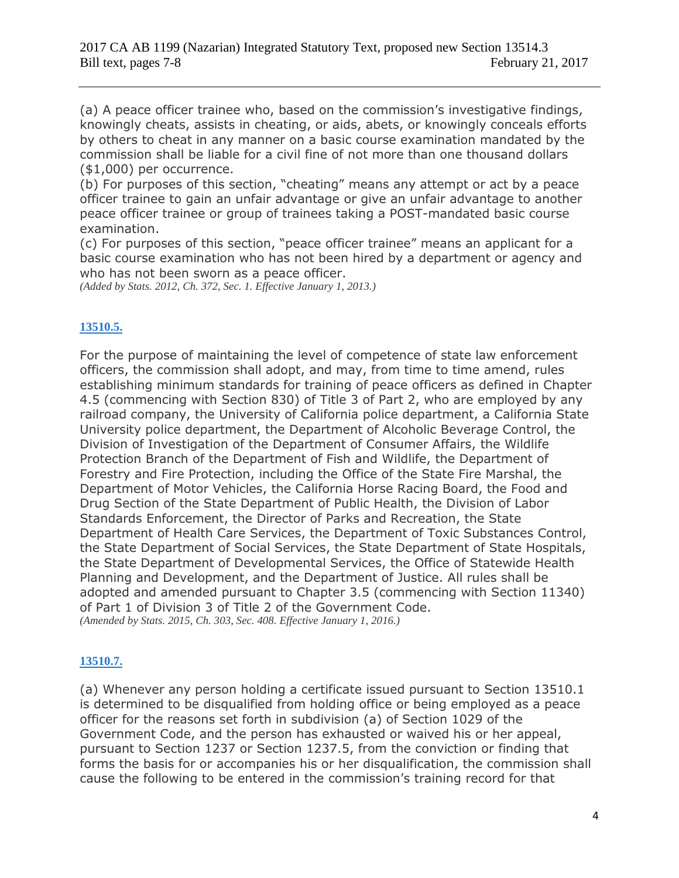(a) A peace officer trainee who, based on the commission's investigative findings, knowingly cheats, assists in cheating, or aids, abets, or knowingly conceals efforts by others to cheat in any manner on a basic course examination mandated by the commission shall be liable for a civil fine of not more than one thousand dollars ($1,000) per occurrence.
(b) For purposes of this section, "cheating" means any attempt or act by a peace officer trainee to gain an unfair advantage or give an unfair advantage to another peace officer trainee or group of trainees taking a POST-mandated basic course examination.
(c) For purposes of this section, "peace officer trainee" means an applicant for a basic course examination who has not been hired by a department or agency and who has not been sworn as a peace officer.
*(Added by Stats. 2012, Ch. 372, Sec. 1. Effective January 1, 2013.)*

**13510.5.**

For the purpose of maintaining the level of competence of state law enforcement officers, the commission shall adopt, and may, from time to time amend, rules establishing minimum standards for training of peace officers as defined in Chapter 4.5 (commencing with Section 830) of Title 3 of Part 2, who are employed by any railroad company, the University of California police department, a California State University police department, the Department of Alcoholic Beverage Control, the Division of Investigation of the Department of Consumer Affairs, the Wildlife Protection Branch of the Department of Fish and Wildlife, the Department of Forestry and Fire Protection, including the Office of the State Fire Marshal, the Department of Motor Vehicles, the California Horse Racing Board, the Food and Drug Section of the State Department of Public Health, the Division of Labor Standards Enforcement, the Director of Parks and Recreation, the State Department of Health Care Services, the Department of Toxic Substances Control, the State Department of Social Services, the State Department of State Hospitals, the State Department of Developmental Services, the Office of Statewide Health Planning and Development, and the Department of Justice. All rules shall be adopted and amended pursuant to Chapter 3.5 (commencing with Section 11340) of Part 1 of Division 3 of Title 2 of the Government Code.
*(Amended by Stats. 2015, Ch. 303, Sec. 408. Effective January 1, 2016.)*

**13510.7.**

(a) Whenever any person holding a certificate issued pursuant to Section 13510.1 is determined to be disqualified from holding office or being employed as a peace officer for the reasons set forth in subdivision (a) of Section 1029 of the Government Code, and the person has exhausted or waived his or her appeal, pursuant to Section 1237 or Section 1237.5, from the conviction or finding that forms the basis for or accompanies his or her disqualification, the commission shall cause the following to be entered in the commission's training record for that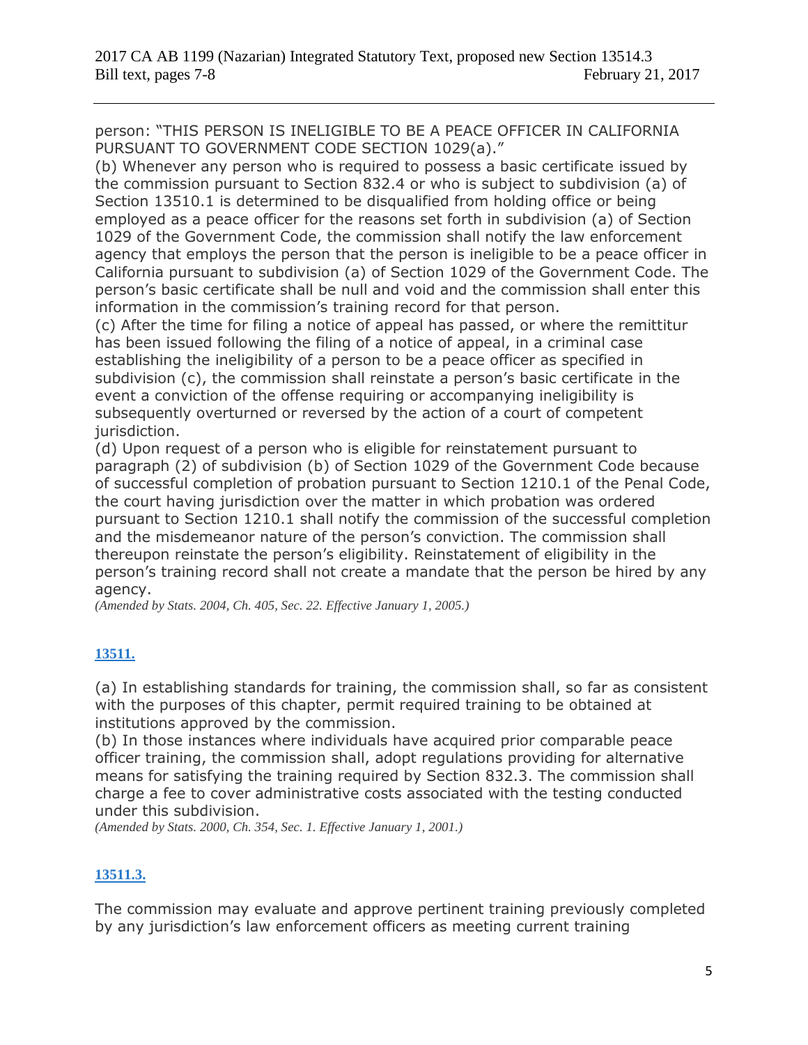person: "THIS PERSON IS INELIGIBLE TO BE A PEACE OFFICER IN CALIFORNIA PURSUANT TO GOVERNMENT CODE SECTION 1029(a)."

(b) Whenever any person who is required to possess a basic certificate issued by the commission pursuant to Section 832.4 or who is subject to subdivision (a) of Section 13510.1 is determined to be disqualified from holding office or being employed as a peace officer for the reasons set forth in subdivision (a) of Section 1029 of the Government Code, the commission shall notify the law enforcement agency that employs the person that the person is ineligible to be a peace officer in California pursuant to subdivision (a) of Section 1029 of the Government Code. The person's basic certificate shall be null and void and the commission shall enter this information in the commission's training record for that person.

(c) After the time for filing a notice of appeal has passed, or where the remittitur has been issued following the filing of a notice of appeal, in a criminal case establishing the ineligibility of a person to be a peace officer as specified in subdivision (c), the commission shall reinstate a person's basic certificate in the event a conviction of the offense requiring or accompanying ineligibility is subsequently overturned or reversed by the action of a court of competent jurisdiction.

(d) Upon request of a person who is eligible for reinstatement pursuant to paragraph (2) of subdivision (b) of Section 1029 of the Government Code because of successful completion of probation pursuant to Section 1210.1 of the Penal Code, the court having jurisdiction over the matter in which probation was ordered pursuant to Section 1210.1 shall notify the commission of the successful completion and the misdemeanor nature of the person's conviction. The commission shall thereupon reinstate the person's eligibility. Reinstatement of eligibility in the person's training record shall not create a mandate that the person be hired by any agency.

*(Amended by Stats. 2004, Ch. 405, Sec. 22. Effective January 1, 2005.)*

**13511.**

(a) In establishing standards for training, the commission shall, so far as consistent with the purposes of this chapter, permit required training to be obtained at institutions approved by the commission.

(b) In those instances where individuals have acquired prior comparable peace officer training, the commission shall, adopt regulations providing for alternative means for satisfying the training required by Section 832.3. The commission shall charge a fee to cover administrative costs associated with the testing conducted under this subdivision.

*(Amended by Stats. 2000, Ch. 354, Sec. 1. Effective January 1, 2001.)*

**13511.3.**

The commission may evaluate and approve pertinent training previously completed by any jurisdiction's law enforcement officers as meeting current training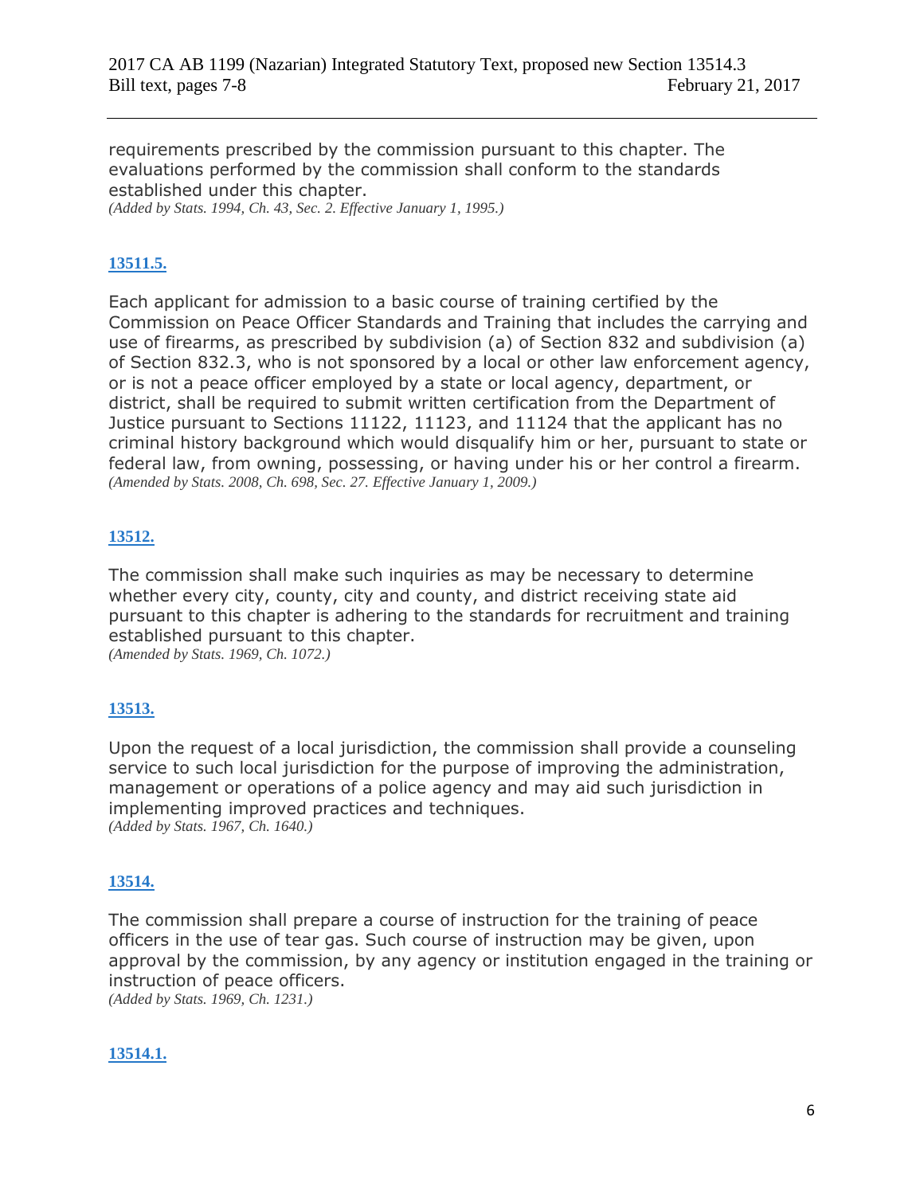requirements prescribed by the commission pursuant to this chapter. The evaluations performed by the commission shall conform to the standards established under this chapter.
*(Added by Stats. 1994, Ch. 43, Sec. 2. Effective January 1, 1995.)*

**13511.5.**

Each applicant for admission to a basic course of training certified by the Commission on Peace Officer Standards and Training that includes the carrying and use of firearms, as prescribed by subdivision (a) of Section 832 and subdivision (a) of Section 832.3, who is not sponsored by a local or other law enforcement agency, or is not a peace officer employed by a state or local agency, department, or district, shall be required to submit written certification from the Department of Justice pursuant to Sections 11122, 11123, and 11124 that the applicant has no criminal history background which would disqualify him or her, pursuant to state or federal law, from owning, possessing, or having under his or her control a firearm.
*(Amended by Stats. 2008, Ch. 698, Sec. 27. Effective January 1, 2009.)*

**13512.**

The commission shall make such inquiries as may be necessary to determine whether every city, county, city and county, and district receiving state aid pursuant to this chapter is adhering to the standards for recruitment and training established pursuant to this chapter.
*(Amended by Stats. 1969, Ch. 1072.)*

**13513.**

Upon the request of a local jurisdiction, the commission shall provide a counseling service to such local jurisdiction for the purpose of improving the administration, management or operations of a police agency and may aid such jurisdiction in implementing improved practices and techniques.
*(Added by Stats. 1967, Ch. 1640.)*

**13514.**

The commission shall prepare a course of instruction for the training of peace officers in the use of tear gas. Such course of instruction may be given, upon approval by the commission, by any agency or institution engaged in the training or instruction of peace officers.
*(Added by Stats. 1969, Ch. 1231.)*

**13514.1.**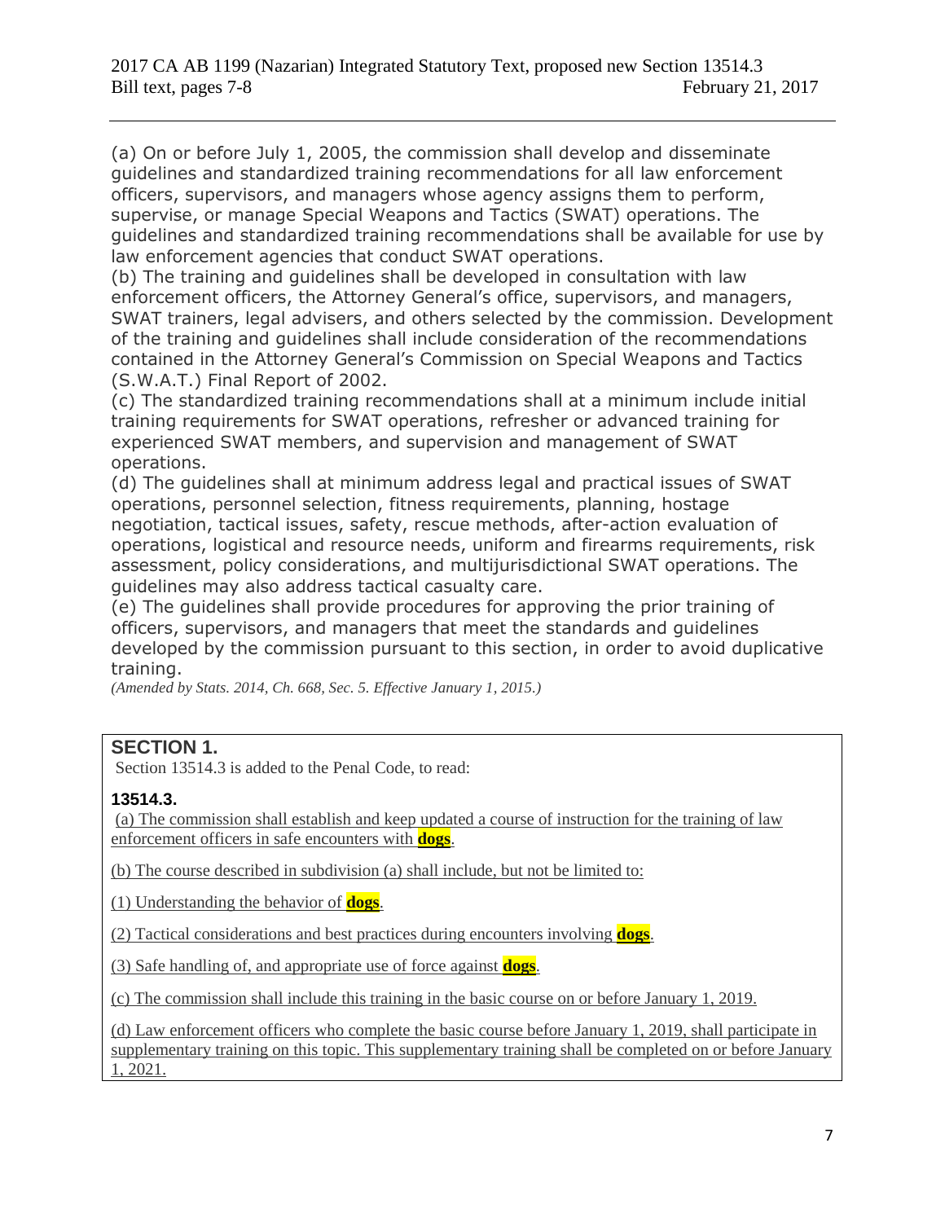2017 CA AB 1199 (Nazarian) Integrated Statutory Text, proposed new Section 13514.3
Bill text, pages 7-8 February 21, 2017

---

(a) On or before July 1, 2005, the commission shall develop and disseminate guidelines and standardized training recommendations for all law enforcement officers, supervisors, and managers whose agency assigns them to perform, supervise, or manage Special Weapons and Tactics (SWAT) operations. The guidelines and standardized training recommendations shall be available for use by law enforcement agencies that conduct SWAT operations.
(b) The training and guidelines shall be developed in consultation with law enforcement officers, the Attorney General's office, supervisors, and managers, SWAT trainers, legal advisers, and others selected by the commission. Development of the training and guidelines shall include consideration of the recommendations contained in the Attorney General's Commission on Special Weapons and Tactics (S.W.A.T.) Final Report of 2002.
(c) The standardized training recommendations shall at a minimum include initial training requirements for SWAT operations, refresher or advanced training for experienced SWAT members, and supervision and management of SWAT operations.
(d) The guidelines shall at minimum address legal and practical issues of SWAT operations, personnel selection, fitness requirements, planning, hostage negotiation, tactical issues, safety, rescue methods, after-action evaluation of operations, logistical and resource needs, uniform and firearms requirements, risk assessment, policy considerations, and multijurisdictional SWAT operations. The guidelines may also address tactical casualty care.
(e) The guidelines shall provide procedures for approving the prior training of officers, supervisors, and managers that meet the standards and guidelines developed by the commission pursuant to this section, in order to avoid duplicative training.
*(Amended by Stats. 2014, Ch. 668, Sec. 5. Effective January 1, 2015.)*

## SECTION 1.

Section 13514.3 is added to the Penal Code, to read:

### 13514.3.

(a) The commission shall establish and keep updated a course of instruction for the training of law enforcement officers in safe encounters with **dogs**.

(b) The course described in subdivision (a) shall include, but not be limited to:

(1) Understanding the behavior of **dogs**.

(2) Tactical considerations and best practices during encounters involving **dogs**.

(3) Safe handling of, and appropriate use of force against **dogs**.

(c) The commission shall include this training in the basic course on or before January 1, 2019.

(d) Law enforcement officers who complete the basic course before January 1, 2019, shall participate in supplementary training on this topic. This supplementary training shall be completed on or before January 1, 2021.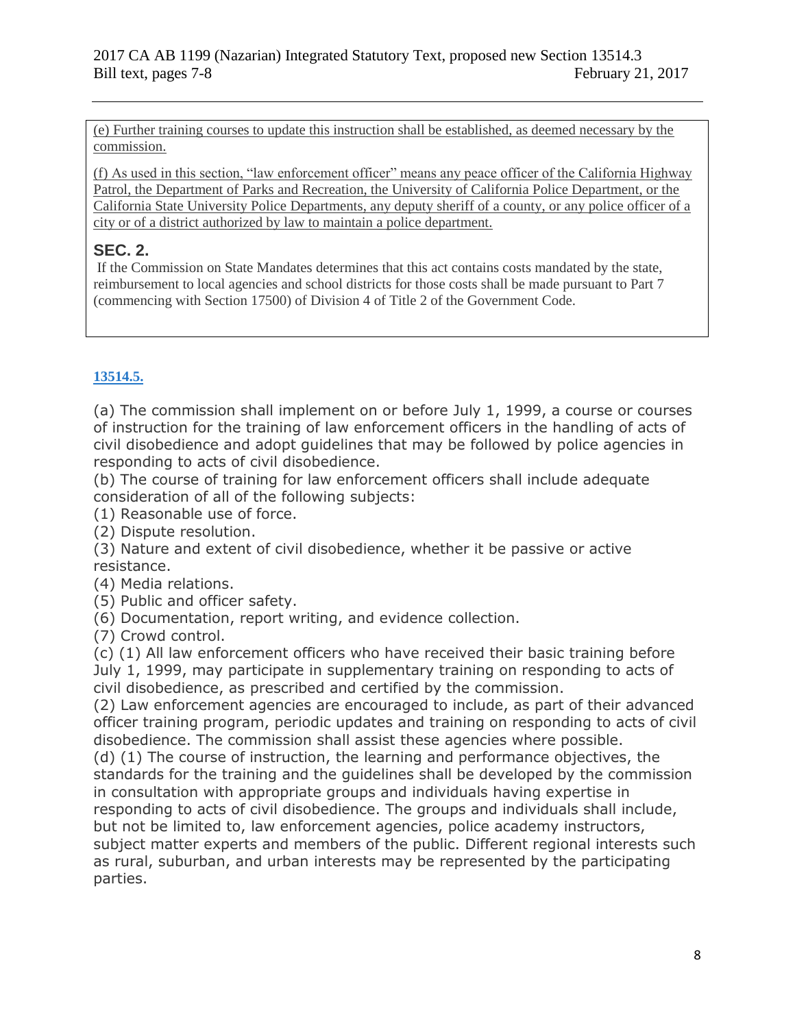(e) Further training courses to update this instruction shall be established, as deemed necessary by the commission.

(f) As used in this section, "law enforcement officer" means any peace officer of the California Highway Patrol, the Department of Parks and Recreation, the University of California Police Department, or the California State University Police Departments, any deputy sheriff of a county, or any police officer of a city or of a district authorized by law to maintain a police department.

## SEC. 2.

If the Commission on State Mandates determines that this act contains costs mandated by the state, reimbursement to local agencies and school districts for those costs shall be made pursuant to Part 7 (commencing with Section 17500) of Division 4 of Title 2 of the Government Code.

**13514.5.**

(a) The commission shall implement on or before July 1, 1999, a course or courses of instruction for the training of law enforcement officers in the handling of acts of civil disobedience and adopt guidelines that may be followed by police agencies in responding to acts of civil disobedience.
(b) The course of training for law enforcement officers shall include adequate consideration of all of the following subjects:
(1) Reasonable use of force.
(2) Dispute resolution.
(3) Nature and extent of civil disobedience, whether it be passive or active resistance.
(4) Media relations.
(5) Public and officer safety.
(6) Documentation, report writing, and evidence collection.
(7) Crowd control.
(c) (1) All law enforcement officers who have received their basic training before July 1, 1999, may participate in supplementary training on responding to acts of civil disobedience, as prescribed and certified by the commission.
(2) Law enforcement agencies are encouraged to include, as part of their advanced officer training program, periodic updates and training on responding to acts of civil disobedience. The commission shall assist these agencies where possible.
(d) (1) The course of instruction, the learning and performance objectives, the standards for the training and the guidelines shall be developed by the commission in consultation with appropriate groups and individuals having expertise in responding to acts of civil disobedience. The groups and individuals shall include, but not be limited to, law enforcement agencies, police academy instructors, subject matter experts and members of the public. Different regional interests such as rural, suburban, and urban interests may be represented by the participating parties.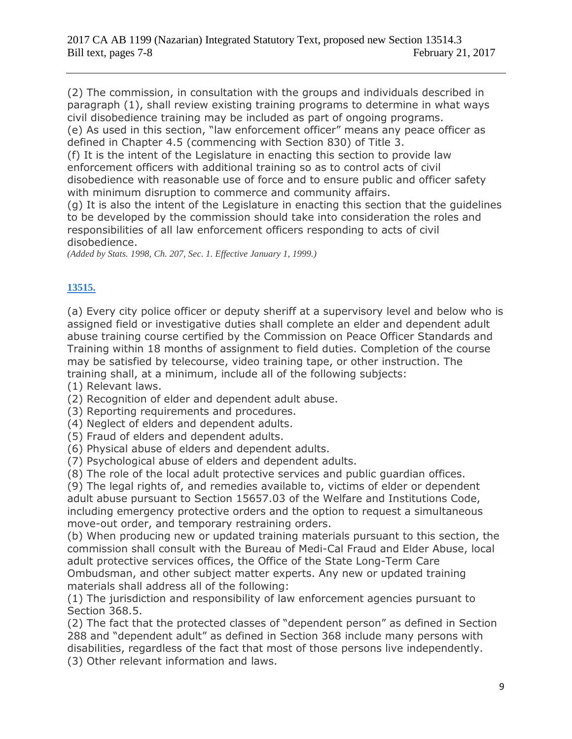(2) The commission, in consultation with the groups and individuals described in paragraph (1), shall review existing training programs to determine in what ways civil disobedience training may be included as part of ongoing programs.
(e) As used in this section, "law enforcement officer" means any peace officer as defined in Chapter 4.5 (commencing with Section 830) of Title 3.
(f) It is the intent of the Legislature in enacting this section to provide law enforcement officers with additional training so as to control acts of civil disobedience with reasonable use of force and to ensure public and officer safety with minimum disruption to commerce and community affairs.
(g) It is also the intent of the Legislature in enacting this section that the guidelines to be developed by the commission should take into consideration the roles and responsibilities of all law enforcement officers responding to acts of civil disobedience.
*(Added by Stats. 1998, Ch. 207, Sec. 1. Effective January 1, 1999.)*

**13515.**

(a) Every city police officer or deputy sheriff at a supervisory level and below who is assigned field or investigative duties shall complete an elder and dependent adult abuse training course certified by the Commission on Peace Officer Standards and Training within 18 months of assignment to field duties. Completion of the course may be satisfied by telecourse, video training tape, or other instruction. The training shall, at a minimum, include all of the following subjects:
(1) Relevant laws.
(2) Recognition of elder and dependent adult abuse.
(3) Reporting requirements and procedures.
(4) Neglect of elders and dependent adults.
(5) Fraud of elders and dependent adults.
(6) Physical abuse of elders and dependent adults.
(7) Psychological abuse of elders and dependent adults.
(8) The role of the local adult protective services and public guardian offices.
(9) The legal rights of, and remedies available to, victims of elder or dependent adult abuse pursuant to Section 15657.03 of the Welfare and Institutions Code, including emergency protective orders and the option to request a simultaneous move-out order, and temporary restraining orders.
(b) When producing new or updated training materials pursuant to this section, the commission shall consult with the Bureau of Medi-Cal Fraud and Elder Abuse, local adult protective services offices, the Office of the State Long-Term Care Ombudsman, and other subject matter experts. Any new or updated training materials shall address all of the following:
(1) The jurisdiction and responsibility of law enforcement agencies pursuant to Section 368.5.
(2) The fact that the protected classes of "dependent person" as defined in Section 288 and "dependent adult" as defined in Section 368 include many persons with disabilities, regardless of the fact that most of those persons live independently.
(3) Other relevant information and laws.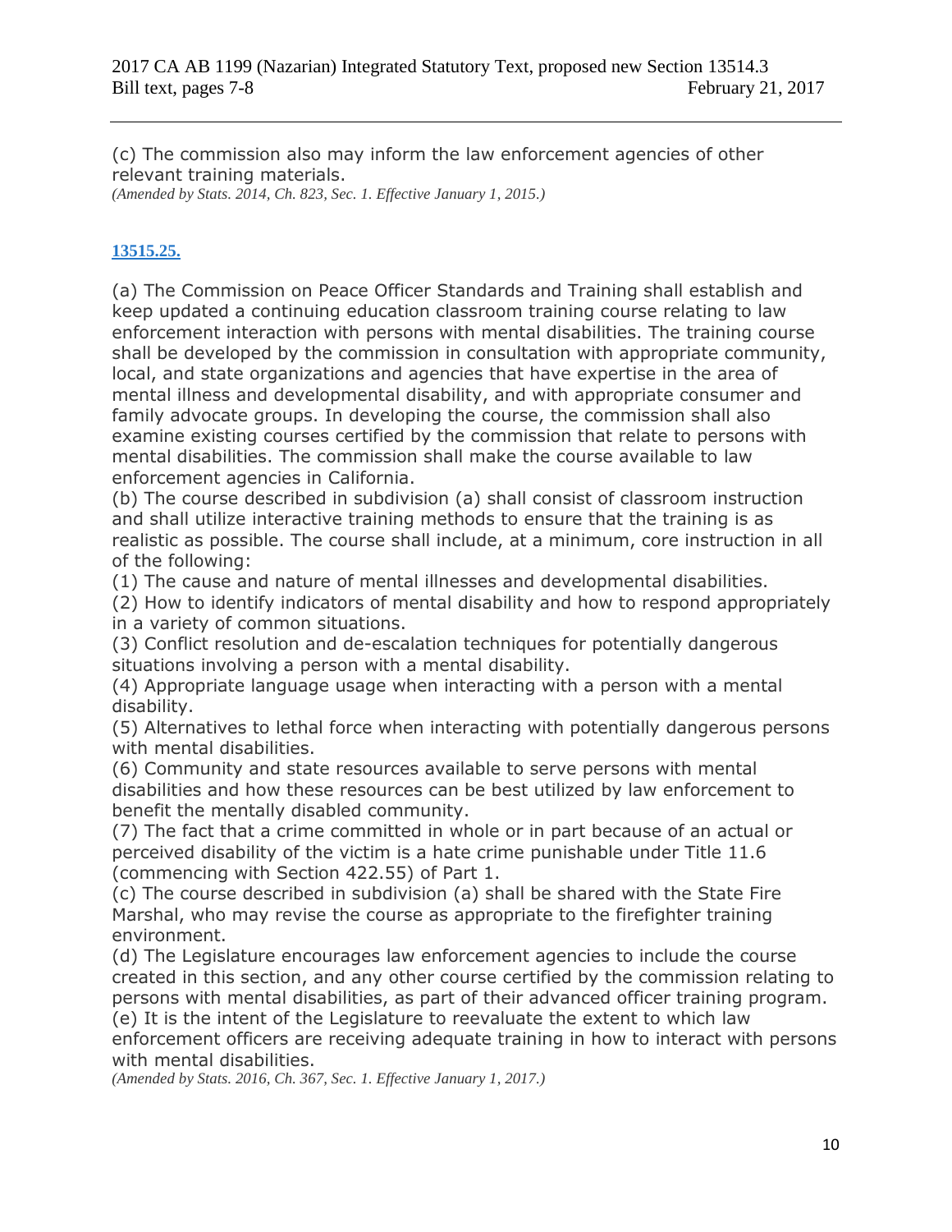(c) The commission also may inform the law enforcement agencies of other relevant training materials.

*(Amended by Stats. 2014, Ch. 823, Sec. 1. Effective January 1, 2015.)*

**13515.25.**

(a) The Commission on Peace Officer Standards and Training shall establish and keep updated a continuing education classroom training course relating to law enforcement interaction with persons with mental disabilities. The training course shall be developed by the commission in consultation with appropriate community, local, and state organizations and agencies that have expertise in the area of mental illness and developmental disability, and with appropriate consumer and family advocate groups. In developing the course, the commission shall also examine existing courses certified by the commission that relate to persons with mental disabilities. The commission shall make the course available to law enforcement agencies in California.

(b) The course described in subdivision (a) shall consist of classroom instruction and shall utilize interactive training methods to ensure that the training is as realistic as possible. The course shall include, at a minimum, core instruction in all of the following:

(1) The cause and nature of mental illnesses and developmental disabilities.

(2) How to identify indicators of mental disability and how to respond appropriately in a variety of common situations.

(3) Conflict resolution and de-escalation techniques for potentially dangerous situations involving a person with a mental disability.

(4) Appropriate language usage when interacting with a person with a mental disability.

(5) Alternatives to lethal force when interacting with potentially dangerous persons with mental disabilities.

(6) Community and state resources available to serve persons with mental disabilities and how these resources can be best utilized by law enforcement to benefit the mentally disabled community.

(7) The fact that a crime committed in whole or in part because of an actual or perceived disability of the victim is a hate crime punishable under Title 11.6 (commencing with Section 422.55) of Part 1.

(c) The course described in subdivision (a) shall be shared with the State Fire Marshal, who may revise the course as appropriate to the firefighter training environment.

(d) The Legislature encourages law enforcement agencies to include the course created in this section, and any other course certified by the commission relating to persons with mental disabilities, as part of their advanced officer training program.

(e) It is the intent of the Legislature to reevaluate the extent to which law enforcement officers are receiving adequate training in how to interact with persons with mental disabilities.

*(Amended by Stats. 2016, Ch. 367, Sec. 1. Effective January 1, 2017.)*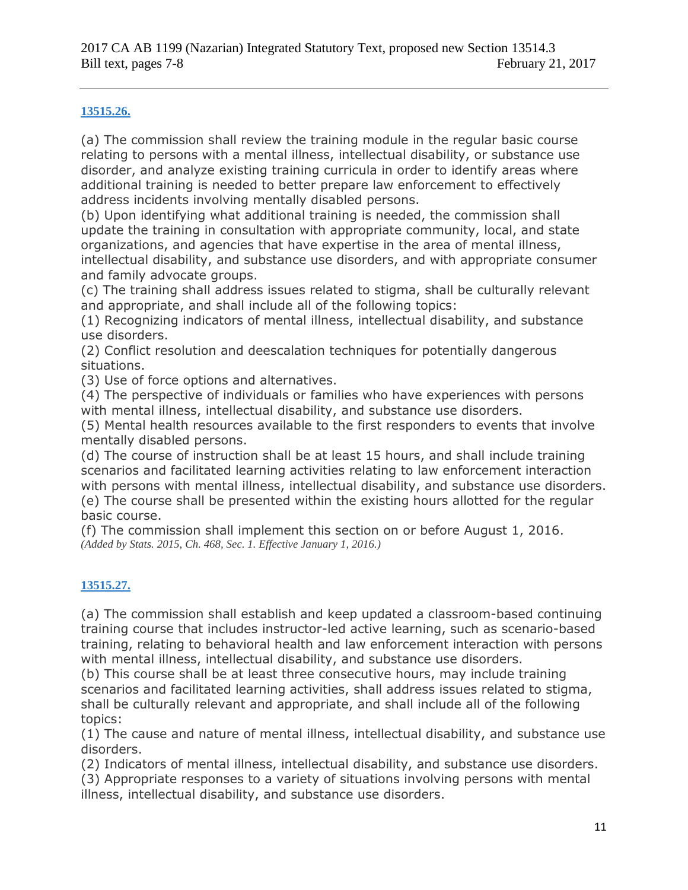### 13515.26.

(a) The commission shall review the training module in the regular basic course relating to persons with a mental illness, intellectual disability, or substance use disorder, and analyze existing training curricula in order to identify areas where additional training is needed to better prepare law enforcement to effectively address incidents involving mentally disabled persons.
(b) Upon identifying what additional training is needed, the commission shall update the training in consultation with appropriate community, local, and state organizations, and agencies that have expertise in the area of mental illness, intellectual disability, and substance use disorders, and with appropriate consumer and family advocate groups.
(c) The training shall address issues related to stigma, shall be culturally relevant and appropriate, and shall include all of the following topics:
(1) Recognizing indicators of mental illness, intellectual disability, and substance use disorders.
(2) Conflict resolution and deescalation techniques for potentially dangerous situations.
(3) Use of force options and alternatives.
(4) The perspective of individuals or families who have experiences with persons with mental illness, intellectual disability, and substance use disorders.
(5) Mental health resources available to the first responders to events that involve mentally disabled persons.
(d) The course of instruction shall be at least 15 hours, and shall include training scenarios and facilitated learning activities relating to law enforcement interaction with persons with mental illness, intellectual disability, and substance use disorders.
(e) The course shall be presented within the existing hours allotted for the regular basic course.
(f) The commission shall implement this section on or before August 1, 2016.
*(Added by Stats. 2015, Ch. 468, Sec. 1. Effective January 1, 2016.)*

### 13515.27.

(a) The commission shall establish and keep updated a classroom-based continuing training course that includes instructor-led active learning, such as scenario-based training, relating to behavioral health and law enforcement interaction with persons with mental illness, intellectual disability, and substance use disorders.
(b) This course shall be at least three consecutive hours, may include training scenarios and facilitated learning activities, shall address issues related to stigma, shall be culturally relevant and appropriate, and shall include all of the following topics:
(1) The cause and nature of mental illness, intellectual disability, and substance use disorders.
(2) Indicators of mental illness, intellectual disability, and substance use disorders.
(3) Appropriate responses to a variety of situations involving persons with mental illness, intellectual disability, and substance use disorders.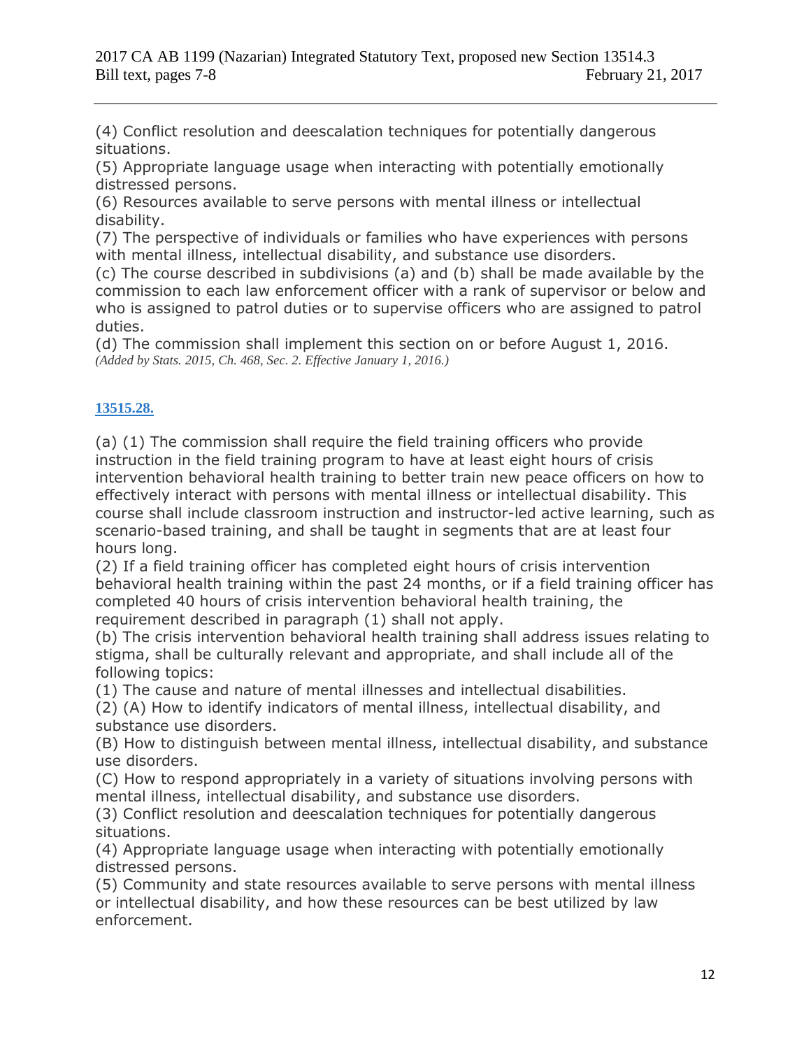(4) Conflict resolution and deescalation techniques for potentially dangerous situations.
(5) Appropriate language usage when interacting with potentially emotionally distressed persons.
(6) Resources available to serve persons with mental illness or intellectual disability.
(7) The perspective of individuals or families who have experiences with persons with mental illness, intellectual disability, and substance use disorders.
(c) The course described in subdivisions (a) and (b) shall be made available by the commission to each law enforcement officer with a rank of supervisor or below and who is assigned to patrol duties or to supervise officers who are assigned to patrol duties.
(d) The commission shall implement this section on or before August 1, 2016.
*(Added by Stats. 2015, Ch. 468, Sec. 2. Effective January 1, 2016.)*

**13515.28.**

(a) (1) The commission shall require the field training officers who provide instruction in the field training program to have at least eight hours of crisis intervention behavioral health training to better train new peace officers on how to effectively interact with persons with mental illness or intellectual disability. This course shall include classroom instruction and instructor-led active learning, such as scenario-based training, and shall be taught in segments that are at least four hours long.
(2) If a field training officer has completed eight hours of crisis intervention behavioral health training within the past 24 months, or if a field training officer has completed 40 hours of crisis intervention behavioral health training, the requirement described in paragraph (1) shall not apply.
(b) The crisis intervention behavioral health training shall address issues relating to stigma, shall be culturally relevant and appropriate, and shall include all of the following topics:
(1) The cause and nature of mental illnesses and intellectual disabilities.
(2) (A) How to identify indicators of mental illness, intellectual disability, and substance use disorders.
(B) How to distinguish between mental illness, intellectual disability, and substance use disorders.
(C) How to respond appropriately in a variety of situations involving persons with mental illness, intellectual disability, and substance use disorders.
(3) Conflict resolution and deescalation techniques for potentially dangerous situations.
(4) Appropriate language usage when interacting with potentially emotionally distressed persons.
(5) Community and state resources available to serve persons with mental illness or intellectual disability, and how these resources can be best utilized by law enforcement.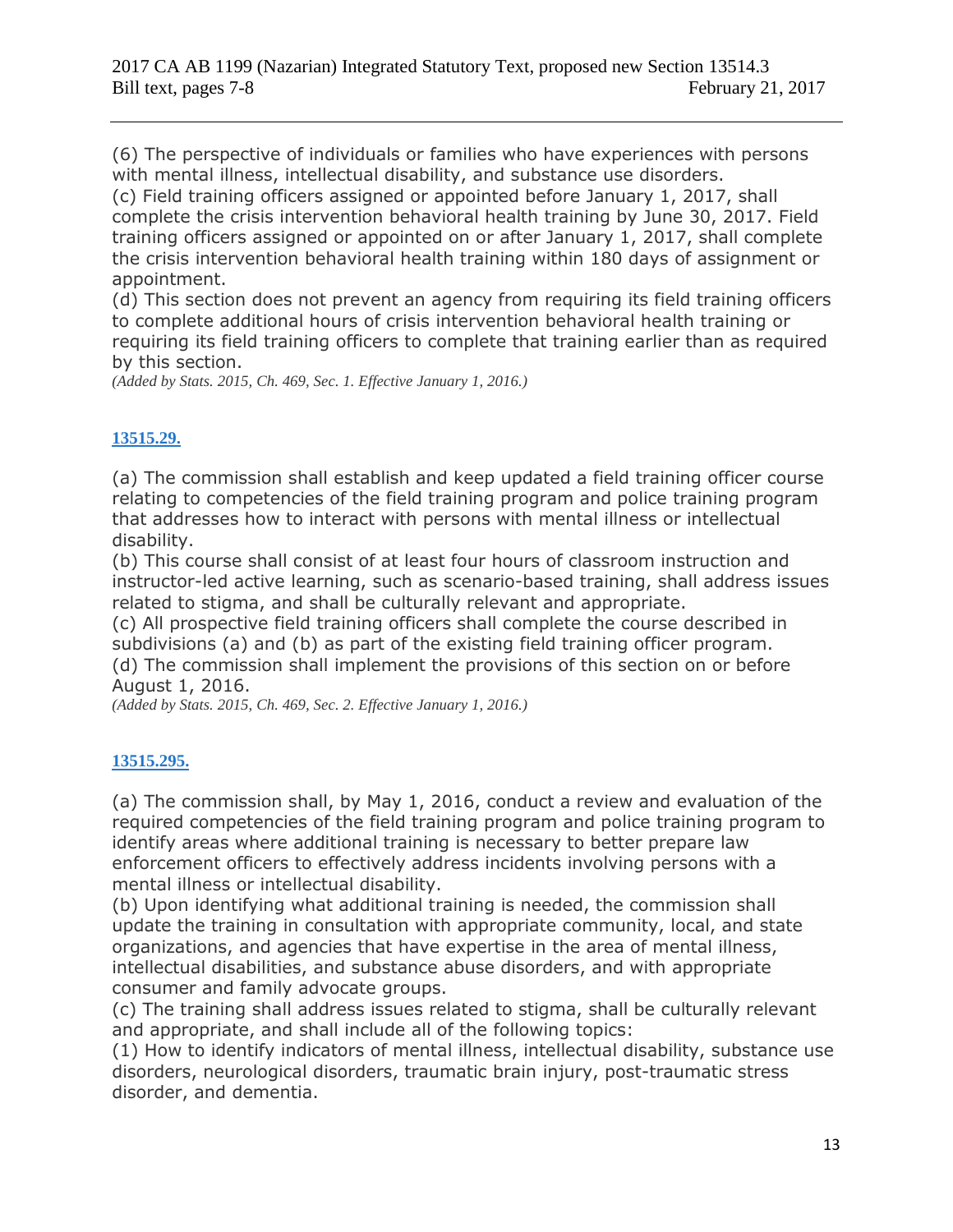(6) The perspective of individuals or families who have experiences with persons with mental illness, intellectual disability, and substance use disorders.
(c) Field training officers assigned or appointed before January 1, 2017, shall complete the crisis intervention behavioral health training by June 30, 2017. Field training officers assigned or appointed on or after January 1, 2017, shall complete the crisis intervention behavioral health training within 180 days of assignment or appointment.
(d) This section does not prevent an agency from requiring its field training officers to complete additional hours of crisis intervention behavioral health training or requiring its field training officers to complete that training earlier than as required by this section.
*(Added by Stats. 2015, Ch. 469, Sec. 1. Effective January 1, 2016.)*

**13515.29.**

(a) The commission shall establish and keep updated a field training officer course relating to competencies of the field training program and police training program that addresses how to interact with persons with mental illness or intellectual disability.
(b) This course shall consist of at least four hours of classroom instruction and instructor-led active learning, such as scenario-based training, shall address issues related to stigma, and shall be culturally relevant and appropriate.
(c) All prospective field training officers shall complete the course described in subdivisions (a) and (b) as part of the existing field training officer program.
(d) The commission shall implement the provisions of this section on or before August 1, 2016.
*(Added by Stats. 2015, Ch. 469, Sec. 2. Effective January 1, 2016.)*

**13515.295.**

(a) The commission shall, by May 1, 2016, conduct a review and evaluation of the required competencies of the field training program and police training program to identify areas where additional training is necessary to better prepare law enforcement officers to effectively address incidents involving persons with a mental illness or intellectual disability.
(b) Upon identifying what additional training is needed, the commission shall update the training in consultation with appropriate community, local, and state organizations, and agencies that have expertise in the area of mental illness, intellectual disabilities, and substance abuse disorders, and with appropriate consumer and family advocate groups.
(c) The training shall address issues related to stigma, shall be culturally relevant and appropriate, and shall include all of the following topics:
(1) How to identify indicators of mental illness, intellectual disability, substance use disorders, neurological disorders, traumatic brain injury, post-traumatic stress disorder, and dementia.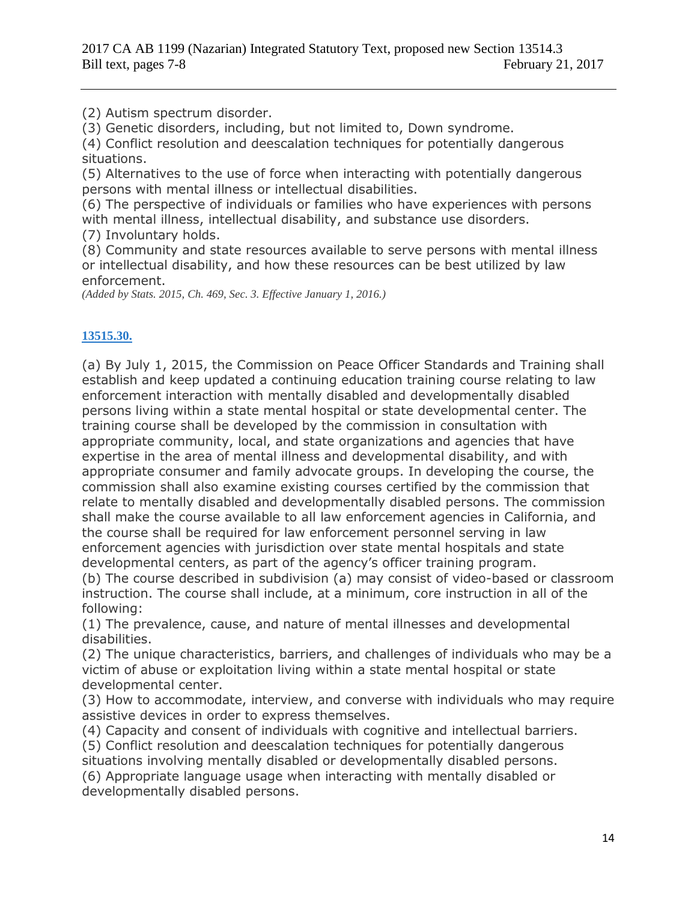(2) Autism spectrum disorder.
(3) Genetic disorders, including, but not limited to, Down syndrome.
(4) Conflict resolution and deescalation techniques for potentially dangerous situations.
(5) Alternatives to the use of force when interacting with potentially dangerous persons with mental illness or intellectual disabilities.
(6) The perspective of individuals or families who have experiences with persons with mental illness, intellectual disability, and substance use disorders.
(7) Involuntary holds.
(8) Community and state resources available to serve persons with mental illness or intellectual disability, and how these resources can be best utilized by law enforcement.

*(Added by Stats. 2015, Ch. 469, Sec. 3. Effective January 1, 2016.)*

**13515.30.**

(a) By July 1, 2015, the Commission on Peace Officer Standards and Training shall establish and keep updated a continuing education training course relating to law enforcement interaction with mentally disabled and developmentally disabled persons living within a state mental hospital or state developmental center. The training course shall be developed by the commission in consultation with appropriate community, local, and state organizations and agencies that have expertise in the area of mental illness and developmental disability, and with appropriate consumer and family advocate groups. In developing the course, the commission shall also examine existing courses certified by the commission that relate to mentally disabled and developmentally disabled persons. The commission shall make the course available to all law enforcement agencies in California, and the course shall be required for law enforcement personnel serving in law enforcement agencies with jurisdiction over state mental hospitals and state developmental centers, as part of the agency's officer training program.
(b) The course described in subdivision (a) may consist of video-based or classroom instruction. The course shall include, at a minimum, core instruction in all of the following:
(1) The prevalence, cause, and nature of mental illnesses and developmental disabilities.
(2) The unique characteristics, barriers, and challenges of individuals who may be a victim of abuse or exploitation living within a state mental hospital or state developmental center.
(3) How to accommodate, interview, and converse with individuals who may require assistive devices in order to express themselves.
(4) Capacity and consent of individuals with cognitive and intellectual barriers.
(5) Conflict resolution and deescalation techniques for potentially dangerous situations involving mentally disabled or developmentally disabled persons.
(6) Appropriate language usage when interacting with mentally disabled or developmentally disabled persons.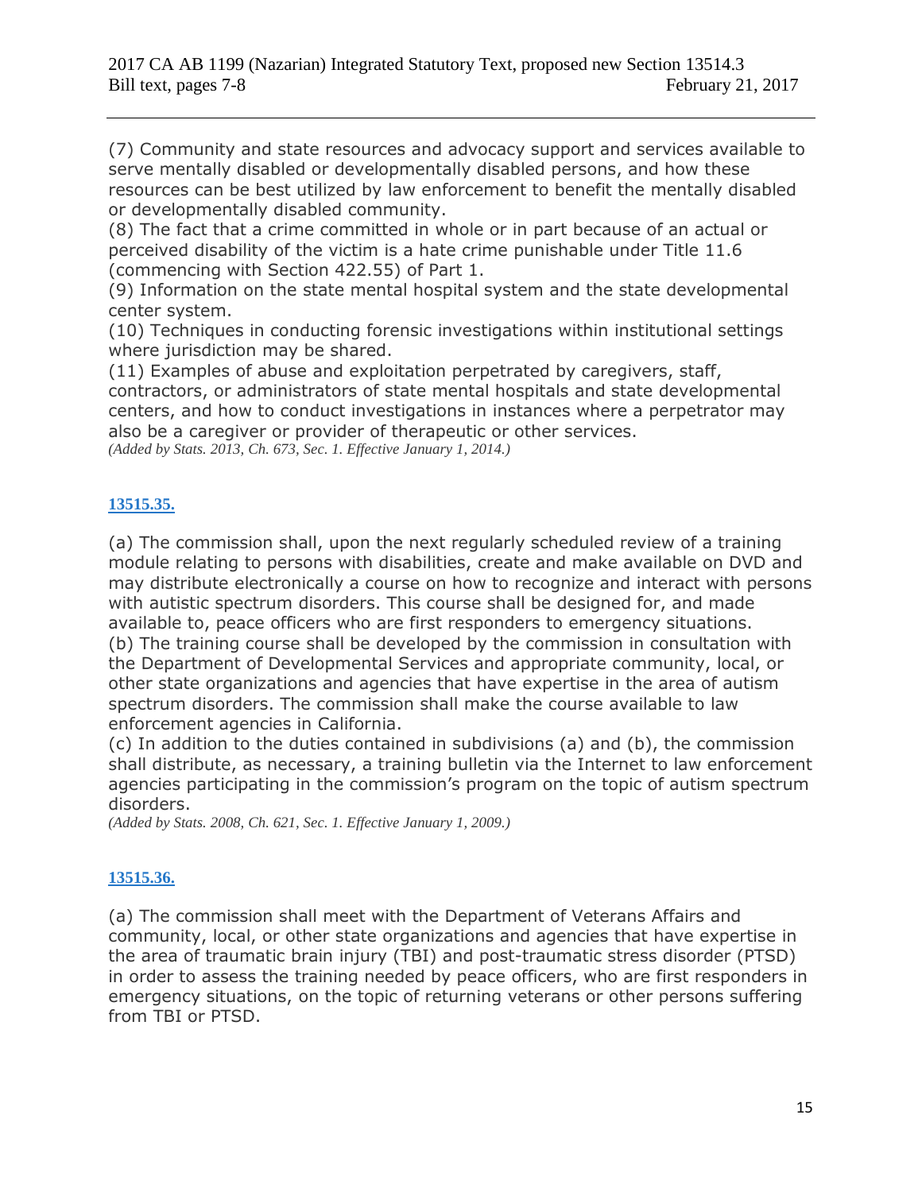(7) Community and state resources and advocacy support and services available to serve mentally disabled or developmentally disabled persons, and how these resources can be best utilized by law enforcement to benefit the mentally disabled or developmentally disabled community.
(8) The fact that a crime committed in whole or in part because of an actual or perceived disability of the victim is a hate crime punishable under Title 11.6 (commencing with Section 422.55) of Part 1.
(9) Information on the state mental hospital system and the state developmental center system.
(10) Techniques in conducting forensic investigations within institutional settings where jurisdiction may be shared.
(11) Examples of abuse and exploitation perpetrated by caregivers, staff, contractors, or administrators of state mental hospitals and state developmental centers, and how to conduct investigations in instances where a perpetrator may also be a caregiver or provider of therapeutic or other services.
*(Added by Stats. 2013, Ch. 673, Sec. 1. Effective January 1, 2014.)*

**13515.35.**

(a) The commission shall, upon the next regularly scheduled review of a training module relating to persons with disabilities, create and make available on DVD and may distribute electronically a course on how to recognize and interact with persons with autistic spectrum disorders. This course shall be designed for, and made available to, peace officers who are first responders to emergency situations.
(b) The training course shall be developed by the commission in consultation with the Department of Developmental Services and appropriate community, local, or other state organizations and agencies that have expertise in the area of autism spectrum disorders. The commission shall make the course available to law enforcement agencies in California.
(c) In addition to the duties contained in subdivisions (a) and (b), the commission shall distribute, as necessary, a training bulletin via the Internet to law enforcement agencies participating in the commission's program on the topic of autism spectrum disorders.
*(Added by Stats. 2008, Ch. 621, Sec. 1. Effective January 1, 2009.)*

**13515.36.**

(a) The commission shall meet with the Department of Veterans Affairs and community, local, or other state organizations and agencies that have expertise in the area of traumatic brain injury (TBI) and post-traumatic stress disorder (PTSD) in order to assess the training needed by peace officers, who are first responders in emergency situations, on the topic of returning veterans or other persons suffering from TBI or PTSD.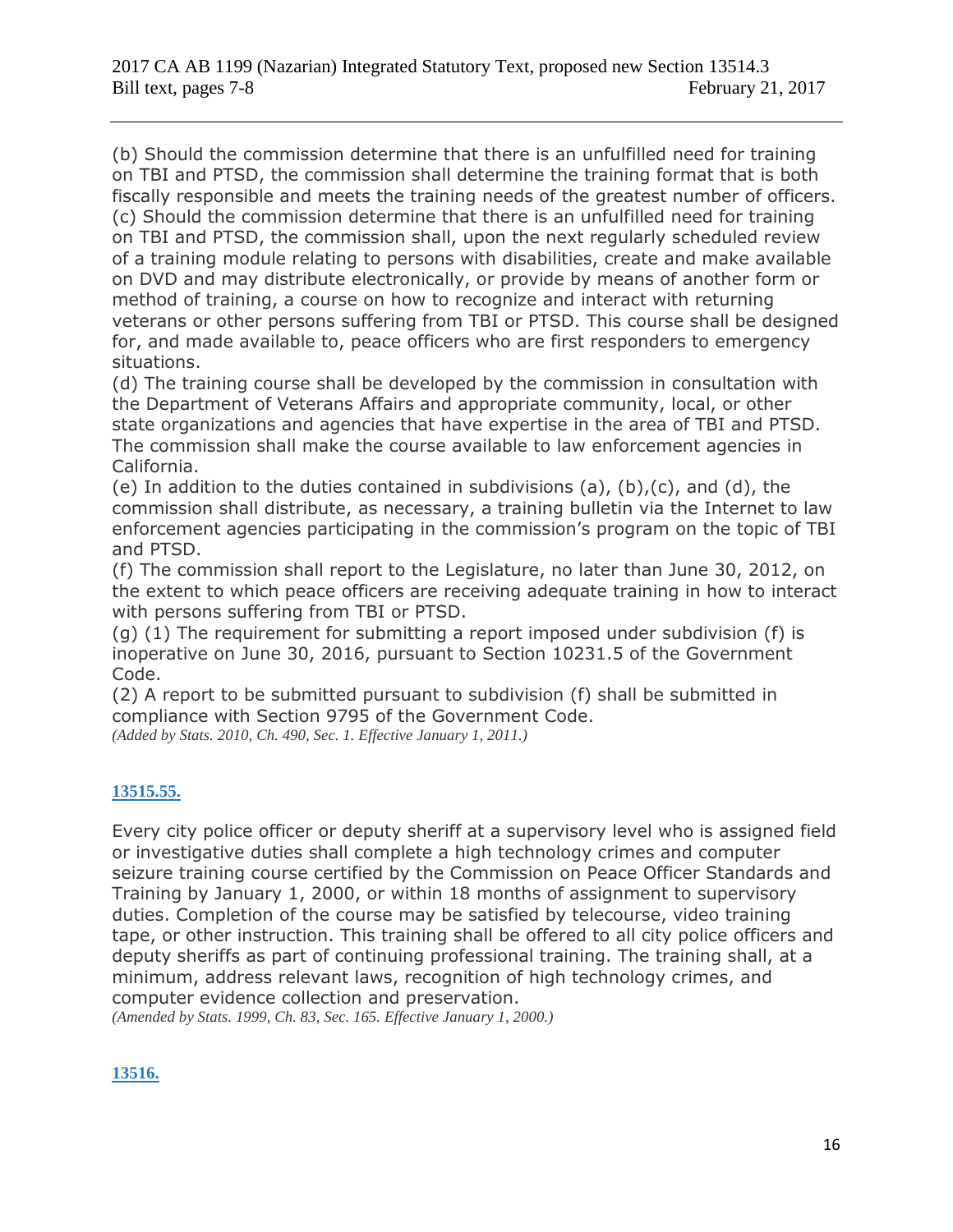(b) Should the commission determine that there is an unfulfilled need for training on TBI and PTSD, the commission shall determine the training format that is both fiscally responsible and meets the training needs of the greatest number of officers.
(c) Should the commission determine that there is an unfulfilled need for training on TBI and PTSD, the commission shall, upon the next regularly scheduled review of a training module relating to persons with disabilities, create and make available on DVD and may distribute electronically, or provide by means of another form or method of training, a course on how to recognize and interact with returning veterans or other persons suffering from TBI or PTSD. This course shall be designed for, and made available to, peace officers who are first responders to emergency situations.
(d) The training course shall be developed by the commission in consultation with the Department of Veterans Affairs and appropriate community, local, or other state organizations and agencies that have expertise in the area of TBI and PTSD. The commission shall make the course available to law enforcement agencies in California.
(e) In addition to the duties contained in subdivisions (a), (b),(c), and (d), the commission shall distribute, as necessary, a training bulletin via the Internet to law enforcement agencies participating in the commission's program on the topic of TBI and PTSD.
(f) The commission shall report to the Legislature, no later than June 30, 2012, on the extent to which peace officers are receiving adequate training in how to interact with persons suffering from TBI or PTSD.
(g) (1) The requirement for submitting a report imposed under subdivision (f) is inoperative on June 30, 2016, pursuant to Section 10231.5 of the Government Code.
(2) A report to be submitted pursuant to subdivision (f) shall be submitted in compliance with Section 9795 of the Government Code.
*(Added by Stats. 2010, Ch. 490, Sec. 1. Effective January 1, 2011.)*

**13515.55.**

Every city police officer or deputy sheriff at a supervisory level who is assigned field or investigative duties shall complete a high technology crimes and computer seizure training course certified by the Commission on Peace Officer Standards and Training by January 1, 2000, or within 18 months of assignment to supervisory duties. Completion of the course may be satisfied by telecourse, video training tape, or other instruction. This training shall be offered to all city police officers and deputy sheriffs as part of continuing professional training. The training shall, at a minimum, address relevant laws, recognition of high technology crimes, and computer evidence collection and preservation.
*(Amended by Stats. 1999, Ch. 83, Sec. 165. Effective January 1, 2000.)*

**13516.**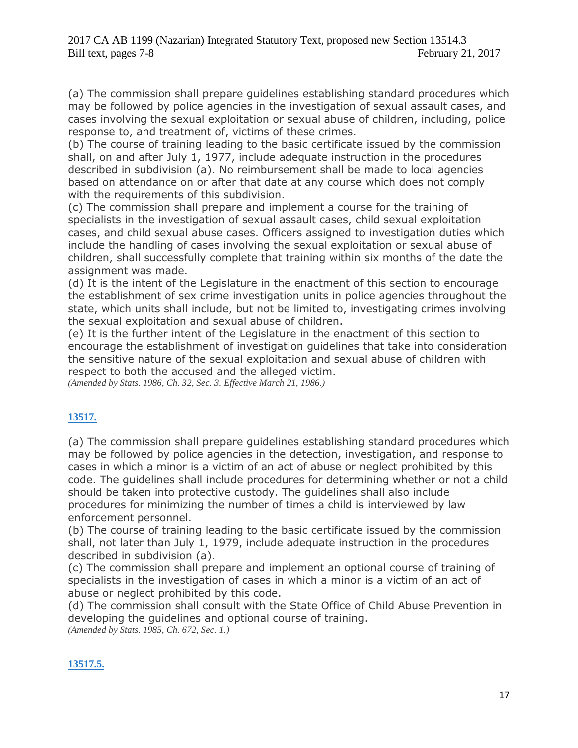(a) The commission shall prepare guidelines establishing standard procedures which may be followed by police agencies in the investigation of sexual assault cases, and cases involving the sexual exploitation or sexual abuse of children, including, police response to, and treatment of, victims of these crimes.
(b) The course of training leading to the basic certificate issued by the commission shall, on and after July 1, 1977, include adequate instruction in the procedures described in subdivision (a). No reimbursement shall be made to local agencies based on attendance on or after that date at any course which does not comply with the requirements of this subdivision.
(c) The commission shall prepare and implement a course for the training of specialists in the investigation of sexual assault cases, child sexual exploitation cases, and child sexual abuse cases. Officers assigned to investigation duties which include the handling of cases involving the sexual exploitation or sexual abuse of children, shall successfully complete that training within six months of the date the assignment was made.
(d) It is the intent of the Legislature in the enactment of this section to encourage the establishment of sex crime investigation units in police agencies throughout the state, which units shall include, but not be limited to, investigating crimes involving the sexual exploitation and sexual abuse of children.
(e) It is the further intent of the Legislature in the enactment of this section to encourage the establishment of investigation guidelines that take into consideration the sensitive nature of the sexual exploitation and sexual abuse of children with respect to both the accused and the alleged victim.
*(Amended by Stats. 1986, Ch. 32, Sec. 3. Effective March 21, 1986.)*

**13517.**

(a) The commission shall prepare guidelines establishing standard procedures which may be followed by police agencies in the detection, investigation, and response to cases in which a minor is a victim of an act of abuse or neglect prohibited by this code. The guidelines shall include procedures for determining whether or not a child should be taken into protective custody. The guidelines shall also include procedures for minimizing the number of times a child is interviewed by law enforcement personnel.
(b) The course of training leading to the basic certificate issued by the commission shall, not later than July 1, 1979, include adequate instruction in the procedures described in subdivision (a).
(c) The commission shall prepare and implement an optional course of training of specialists in the investigation of cases in which a minor is a victim of an act of abuse or neglect prohibited by this code.
(d) The commission shall consult with the State Office of Child Abuse Prevention in developing the guidelines and optional course of training.
*(Amended by Stats. 1985, Ch. 672, Sec. 1.)*

**13517.5.**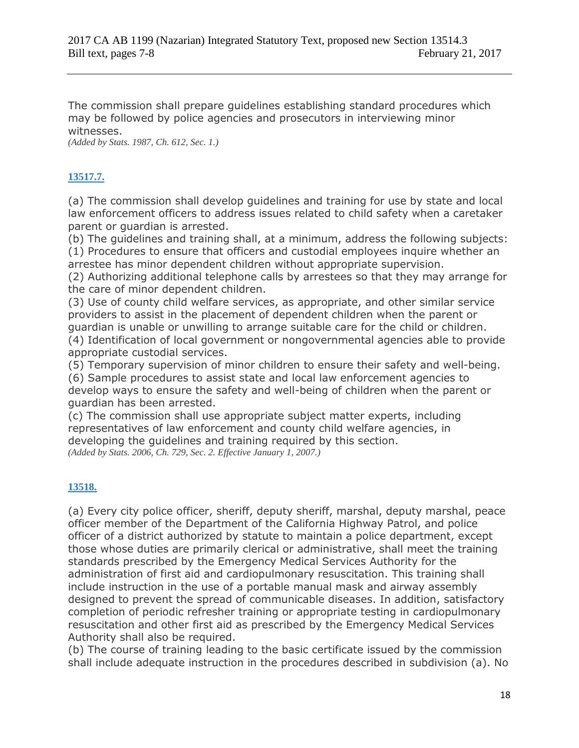The commission shall prepare guidelines establishing standard procedures which may be followed by police agencies and prosecutors in interviewing minor witnesses.

*(Added by Stats. 1987, Ch. 612, Sec. 1.)*

**13517.7.**

(a) The commission shall develop guidelines and training for use by state and local law enforcement officers to address issues related to child safety when a caretaker parent or guardian is arrested.

(b) The guidelines and training shall, at a minimum, address the following subjects:

(1) Procedures to ensure that officers and custodial employees inquire whether an arrestee has minor dependent children without appropriate supervision.

(2) Authorizing additional telephone calls by arrestees so that they may arrange for the care of minor dependent children.

(3) Use of county child welfare services, as appropriate, and other similar service providers to assist in the placement of dependent children when the parent or guardian is unable or unwilling to arrange suitable care for the child or children.

(4) Identification of local government or nongovernmental agencies able to provide appropriate custodial services.

(5) Temporary supervision of minor children to ensure their safety and well-being.

(6) Sample procedures to assist state and local law enforcement agencies to develop ways to ensure the safety and well-being of children when the parent or guardian has been arrested.

(c) The commission shall use appropriate subject matter experts, including representatives of law enforcement and county child welfare agencies, in developing the guidelines and training required by this section.

*(Added by Stats. 2006, Ch. 729, Sec. 2. Effective January 1, 2007.)*

**13518.**

(a) Every city police officer, sheriff, deputy sheriff, marshal, deputy marshal, peace officer member of the Department of the California Highway Patrol, and police officer of a district authorized by statute to maintain a police department, except those whose duties are primarily clerical or administrative, shall meet the training standards prescribed by the Emergency Medical Services Authority for the administration of first aid and cardiopulmonary resuscitation. This training shall include instruction in the use of a portable manual mask and airway assembly designed to prevent the spread of communicable diseases. In addition, satisfactory completion of periodic refresher training or appropriate testing in cardiopulmonary resuscitation and other first aid as prescribed by the Emergency Medical Services Authority shall also be required.

(b) The course of training leading to the basic certificate issued by the commission shall include adequate instruction in the procedures described in subdivision (a). No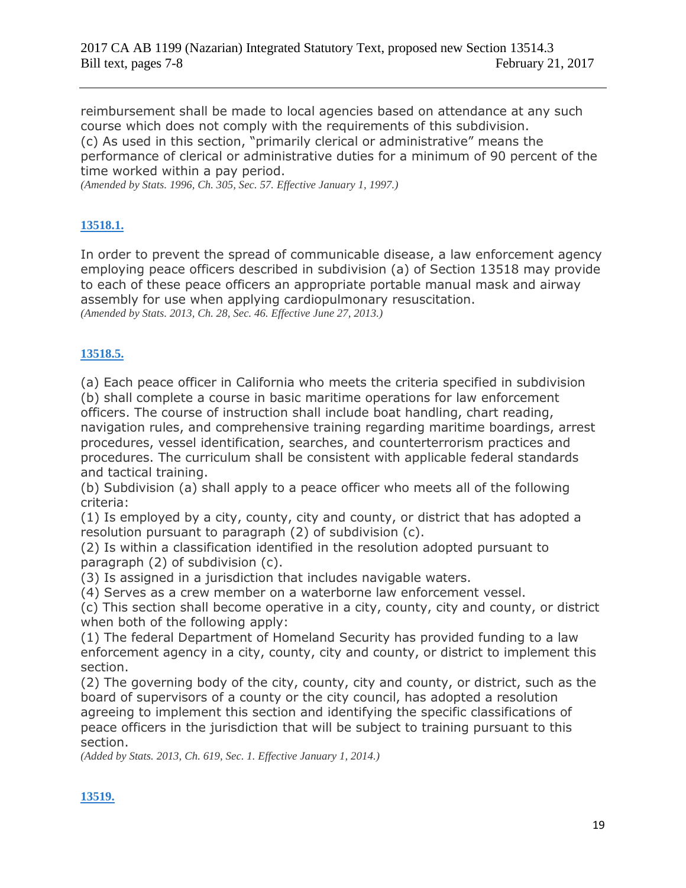reimbursement shall be made to local agencies based on attendance at any such course which does not comply with the requirements of this subdivision.
(c) As used in this section, "primarily clerical or administrative" means the performance of clerical or administrative duties for a minimum of 90 percent of the time worked within a pay period.
*(Amended by Stats. 1996, Ch. 305, Sec. 57. Effective January 1, 1997.)*

**13518.1.**

In order to prevent the spread of communicable disease, a law enforcement agency employing peace officers described in subdivision (a) of Section 13518 may provide to each of these peace officers an appropriate portable manual mask and airway assembly for use when applying cardiopulmonary resuscitation.
*(Amended by Stats. 2013, Ch. 28, Sec. 46. Effective June 27, 2013.)*

**13518.5.**

(a) Each peace officer in California who meets the criteria specified in subdivision (b) shall complete a course in basic maritime operations for law enforcement officers. The course of instruction shall include boat handling, chart reading, navigation rules, and comprehensive training regarding maritime boardings, arrest procedures, vessel identification, searches, and counterterrorism practices and procedures. The curriculum shall be consistent with applicable federal standards and tactical training.
(b) Subdivision (a) shall apply to a peace officer who meets all of the following criteria:
(1) Is employed by a city, county, city and county, or district that has adopted a resolution pursuant to paragraph (2) of subdivision (c).
(2) Is within a classification identified in the resolution adopted pursuant to paragraph (2) of subdivision (c).
(3) Is assigned in a jurisdiction that includes navigable waters.
(4) Serves as a crew member on a waterborne law enforcement vessel.
(c) This section shall become operative in a city, county, city and county, or district when both of the following apply:
(1) The federal Department of Homeland Security has provided funding to a law enforcement agency in a city, county, city and county, or district to implement this section.
(2) The governing body of the city, county, city and county, or district, such as the board of supervisors of a county or the city council, has adopted a resolution agreeing to implement this section and identifying the specific classifications of peace officers in the jurisdiction that will be subject to training pursuant to this section.
*(Added by Stats. 2013, Ch. 619, Sec. 1. Effective January 1, 2014.)*

**13519.**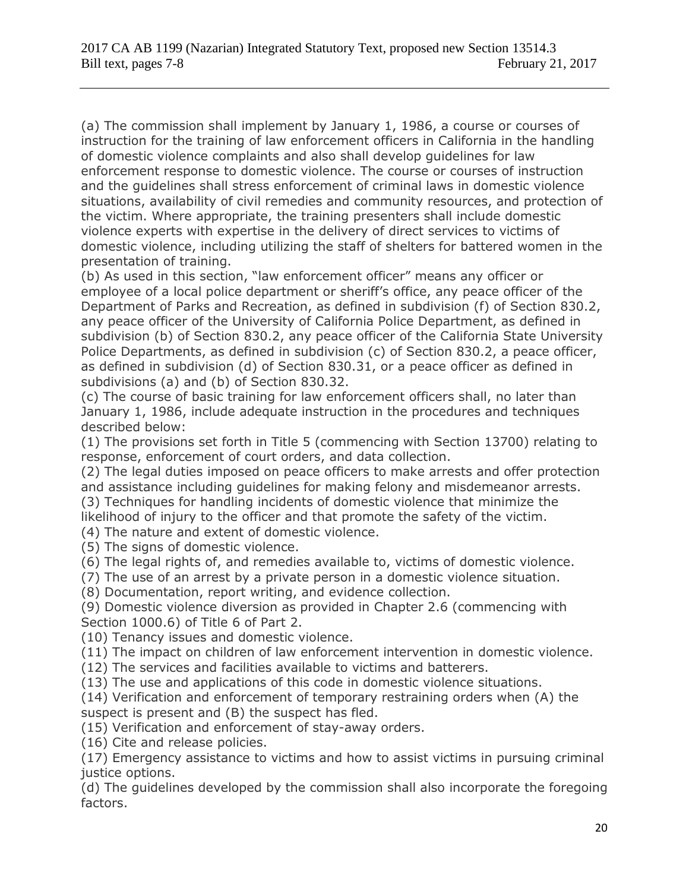(a) The commission shall implement by January 1, 1986, a course or courses of instruction for the training of law enforcement officers in California in the handling of domestic violence complaints and also shall develop guidelines for law enforcement response to domestic violence. The course or courses of instruction and the guidelines shall stress enforcement of criminal laws in domestic violence situations, availability of civil remedies and community resources, and protection of the victim. Where appropriate, the training presenters shall include domestic violence experts with expertise in the delivery of direct services to victims of domestic violence, including utilizing the staff of shelters for battered women in the presentation of training.

(b) As used in this section, "law enforcement officer" means any officer or employee of a local police department or sheriff's office, any peace officer of the Department of Parks and Recreation, as defined in subdivision (f) of Section 830.2, any peace officer of the University of California Police Department, as defined in subdivision (b) of Section 830.2, any peace officer of the California State University Police Departments, as defined in subdivision (c) of Section 830.2, a peace officer, as defined in subdivision (d) of Section 830.31, or a peace officer as defined in subdivisions (a) and (b) of Section 830.32.

(c) The course of basic training for law enforcement officers shall, no later than January 1, 1986, include adequate instruction in the procedures and techniques described below:

(1) The provisions set forth in Title 5 (commencing with Section 13700) relating to response, enforcement of court orders, and data collection.

(2) The legal duties imposed on peace officers to make arrests and offer protection and assistance including guidelines for making felony and misdemeanor arrests.

(3) Techniques for handling incidents of domestic violence that minimize the likelihood of injury to the officer and that promote the safety of the victim.

(4) The nature and extent of domestic violence.

(5) The signs of domestic violence.

(6) The legal rights of, and remedies available to, victims of domestic violence.

(7) The use of an arrest by a private person in a domestic violence situation.

(8) Documentation, report writing, and evidence collection.

(9) Domestic violence diversion as provided in Chapter 2.6 (commencing with Section 1000.6) of Title 6 of Part 2.

(10) Tenancy issues and domestic violence.

(11) The impact on children of law enforcement intervention in domestic violence.

(12) The services and facilities available to victims and batterers.

(13) The use and applications of this code in domestic violence situations.

(14) Verification and enforcement of temporary restraining orders when (A) the suspect is present and (B) the suspect has fled.

(15) Verification and enforcement of stay-away orders.

(16) Cite and release policies.

(17) Emergency assistance to victims and how to assist victims in pursuing criminal justice options.

(d) The guidelines developed by the commission shall also incorporate the foregoing factors.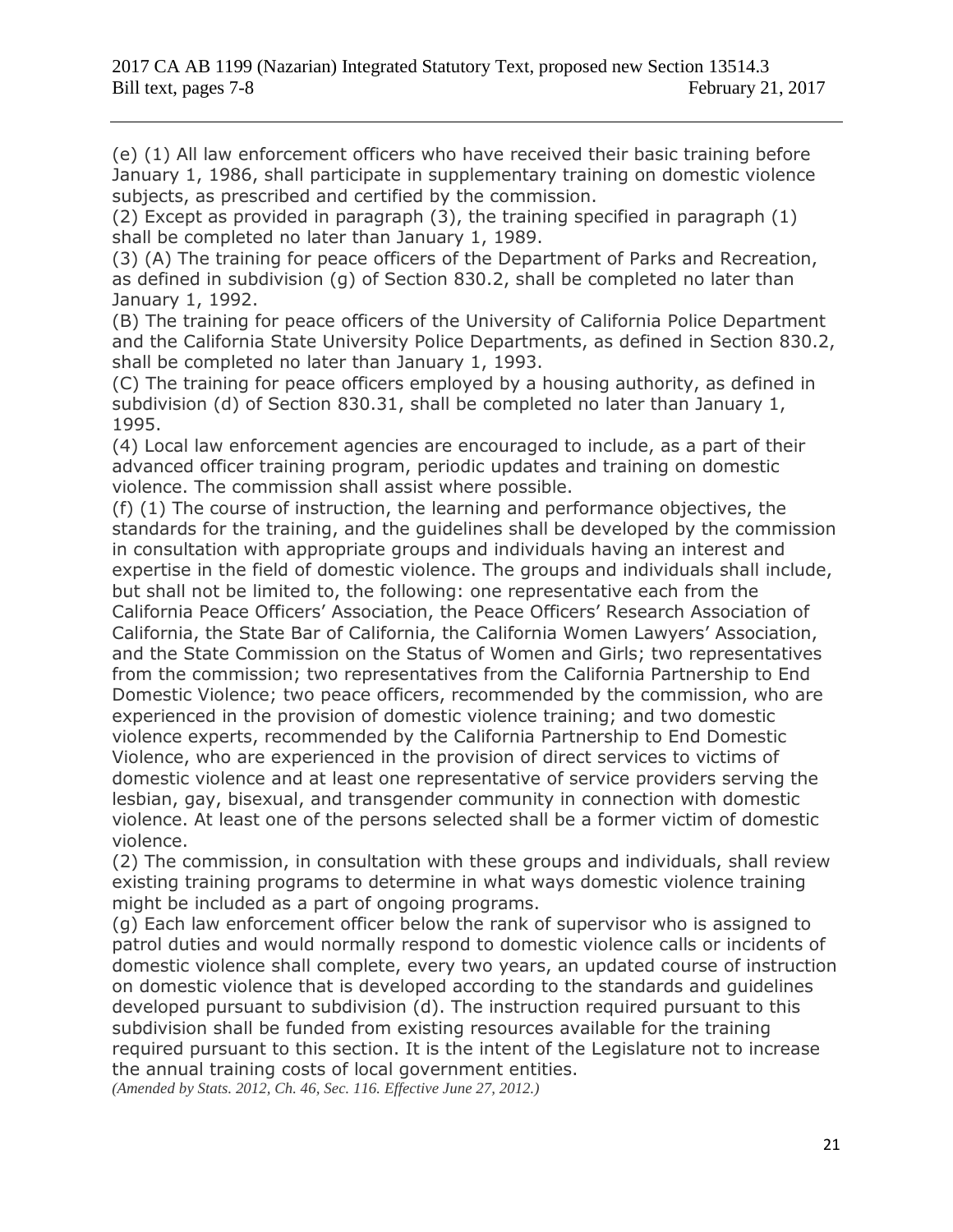(e) (1) All law enforcement officers who have received their basic training before January 1, 1986, shall participate in supplementary training on domestic violence subjects, as prescribed and certified by the commission.

(2) Except as provided in paragraph (3), the training specified in paragraph (1) shall be completed no later than January 1, 1989.

(3) (A) The training for peace officers of the Department of Parks and Recreation, as defined in subdivision (g) of Section 830.2, shall be completed no later than January 1, 1992.

(B) The training for peace officers of the University of California Police Department and the California State University Police Departments, as defined in Section 830.2, shall be completed no later than January 1, 1993.

(C) The training for peace officers employed by a housing authority, as defined in subdivision (d) of Section 830.31, shall be completed no later than January 1, 1995.

(4) Local law enforcement agencies are encouraged to include, as a part of their advanced officer training program, periodic updates and training on domestic violence. The commission shall assist where possible.

(f) (1) The course of instruction, the learning and performance objectives, the standards for the training, and the guidelines shall be developed by the commission in consultation with appropriate groups and individuals having an interest and expertise in the field of domestic violence. The groups and individuals shall include, but shall not be limited to, the following: one representative each from the California Peace Officers' Association, the Peace Officers' Research Association of California, the State Bar of California, the California Women Lawyers' Association, and the State Commission on the Status of Women and Girls; two representatives from the commission; two representatives from the California Partnership to End Domestic Violence; two peace officers, recommended by the commission, who are experienced in the provision of domestic violence training; and two domestic violence experts, recommended by the California Partnership to End Domestic Violence, who are experienced in the provision of direct services to victims of domestic violence and at least one representative of service providers serving the lesbian, gay, bisexual, and transgender community in connection with domestic violence. At least one of the persons selected shall be a former victim of domestic violence.

(2) The commission, in consultation with these groups and individuals, shall review existing training programs to determine in what ways domestic violence training might be included as a part of ongoing programs.

(g) Each law enforcement officer below the rank of supervisor who is assigned to patrol duties and would normally respond to domestic violence calls or incidents of domestic violence shall complete, every two years, an updated course of instruction on domestic violence that is developed according to the standards and guidelines developed pursuant to subdivision (d). The instruction required pursuant to this subdivision shall be funded from existing resources available for the training required pursuant to this section. It is the intent of the Legislature not to increase the annual training costs of local government entities.

*(Amended by Stats. 2012, Ch. 46, Sec. 116. Effective June 27, 2012.)*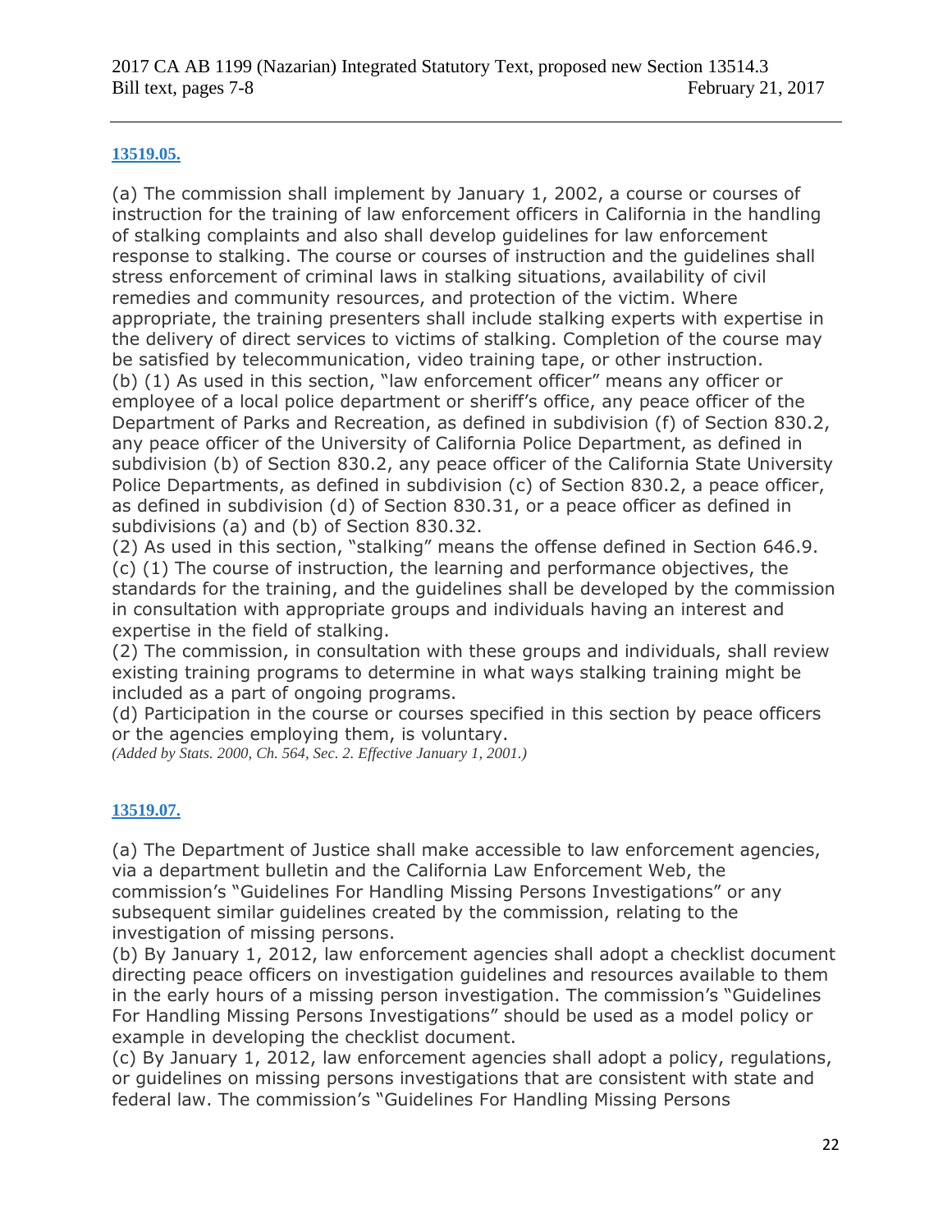**13519.05.**

(a) The commission shall implement by January 1, 2002, a course or courses of instruction for the training of law enforcement officers in California in the handling of stalking complaints and also shall develop guidelines for law enforcement response to stalking. The course or courses of instruction and the guidelines shall stress enforcement of criminal laws in stalking situations, availability of civil remedies and community resources, and protection of the victim. Where appropriate, the training presenters shall include stalking experts with expertise in the delivery of direct services to victims of stalking. Completion of the course may be satisfied by telecommunication, video training tape, or other instruction.
(b) (1) As used in this section, "law enforcement officer" means any officer or employee of a local police department or sheriff's office, any peace officer of the Department of Parks and Recreation, as defined in subdivision (f) of Section 830.2, any peace officer of the University of California Police Department, as defined in subdivision (b) of Section 830.2, any peace officer of the California State University Police Departments, as defined in subdivision (c) of Section 830.2, a peace officer, as defined in subdivision (d) of Section 830.31, or a peace officer as defined in subdivisions (a) and (b) of Section 830.32.
(2) As used in this section, "stalking" means the offense defined in Section 646.9.
(c) (1) The course of instruction, the learning and performance objectives, the standards for the training, and the guidelines shall be developed by the commission in consultation with appropriate groups and individuals having an interest and expertise in the field of stalking.
(2) The commission, in consultation with these groups and individuals, shall review existing training programs to determine in what ways stalking training might be included as a part of ongoing programs.
(d) Participation in the course or courses specified in this section by peace officers or the agencies employing them, is voluntary.
*(Added by Stats. 2000, Ch. 564, Sec. 2. Effective January 1, 2001.)*

**13519.07.**

(a) The Department of Justice shall make accessible to law enforcement agencies, via a department bulletin and the California Law Enforcement Web, the commission's "Guidelines For Handling Missing Persons Investigations" or any subsequent similar guidelines created by the commission, relating to the investigation of missing persons.
(b) By January 1, 2012, law enforcement agencies shall adopt a checklist document directing peace officers on investigation guidelines and resources available to them in the early hours of a missing person investigation. The commission's "Guidelines For Handling Missing Persons Investigations" should be used as a model policy or example in developing the checklist document.
(c) By January 1, 2012, law enforcement agencies shall adopt a policy, regulations, or guidelines on missing persons investigations that are consistent with state and federal law. The commission's "Guidelines For Handling Missing Persons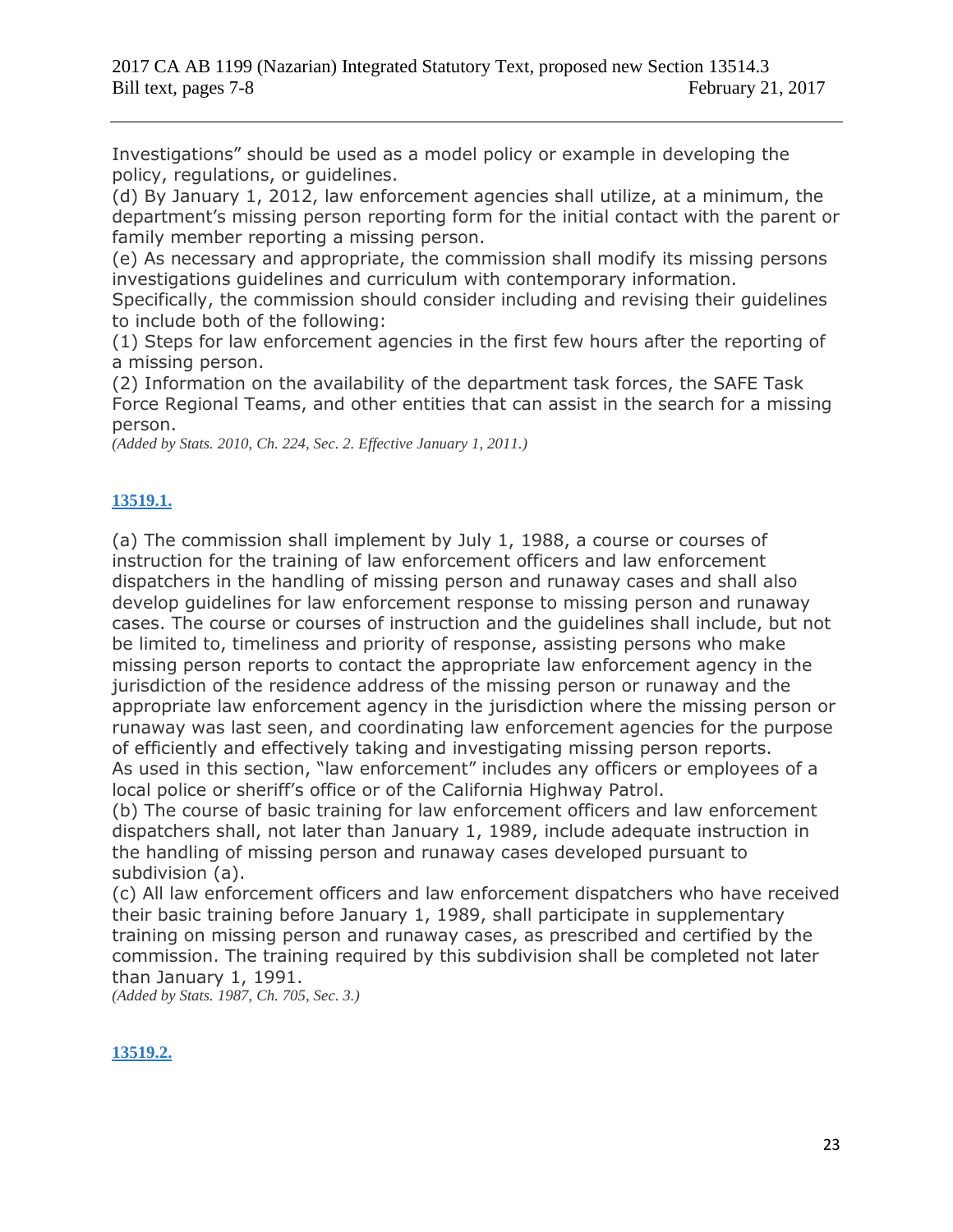Investigations" should be used as a model policy or example in developing the policy, regulations, or guidelines.
(d) By January 1, 2012, law enforcement agencies shall utilize, at a minimum, the department's missing person reporting form for the initial contact with the parent or family member reporting a missing person.
(e) As necessary and appropriate, the commission shall modify its missing persons investigations guidelines and curriculum with contemporary information.
Specifically, the commission should consider including and revising their guidelines to include both of the following:
(1) Steps for law enforcement agencies in the first few hours after the reporting of a missing person.
(2) Information on the availability of the department task forces, the SAFE Task Force Regional Teams, and other entities that can assist in the search for a missing person.
*(Added by Stats. 2010, Ch. 224, Sec. 2. Effective January 1, 2011.)*

**13519.1.**

(a) The commission shall implement by July 1, 1988, a course or courses of instruction for the training of law enforcement officers and law enforcement dispatchers in the handling of missing person and runaway cases and shall also develop guidelines for law enforcement response to missing person and runaway cases. The course or courses of instruction and the guidelines shall include, but not be limited to, timeliness and priority of response, assisting persons who make missing person reports to contact the appropriate law enforcement agency in the jurisdiction of the residence address of the missing person or runaway and the appropriate law enforcement agency in the jurisdiction where the missing person or runaway was last seen, and coordinating law enforcement agencies for the purpose of efficiently and effectively taking and investigating missing person reports.
As used in this section, "law enforcement" includes any officers or employees of a local police or sheriff's office or of the California Highway Patrol.
(b) The course of basic training for law enforcement officers and law enforcement dispatchers shall, not later than January 1, 1989, include adequate instruction in the handling of missing person and runaway cases developed pursuant to subdivision (a).
(c) All law enforcement officers and law enforcement dispatchers who have received their basic training before January 1, 1989, shall participate in supplementary training on missing person and runaway cases, as prescribed and certified by the commission. The training required by this subdivision shall be completed not later than January 1, 1991.
*(Added by Stats. 1987, Ch. 705, Sec. 3.)*

**13519.2.**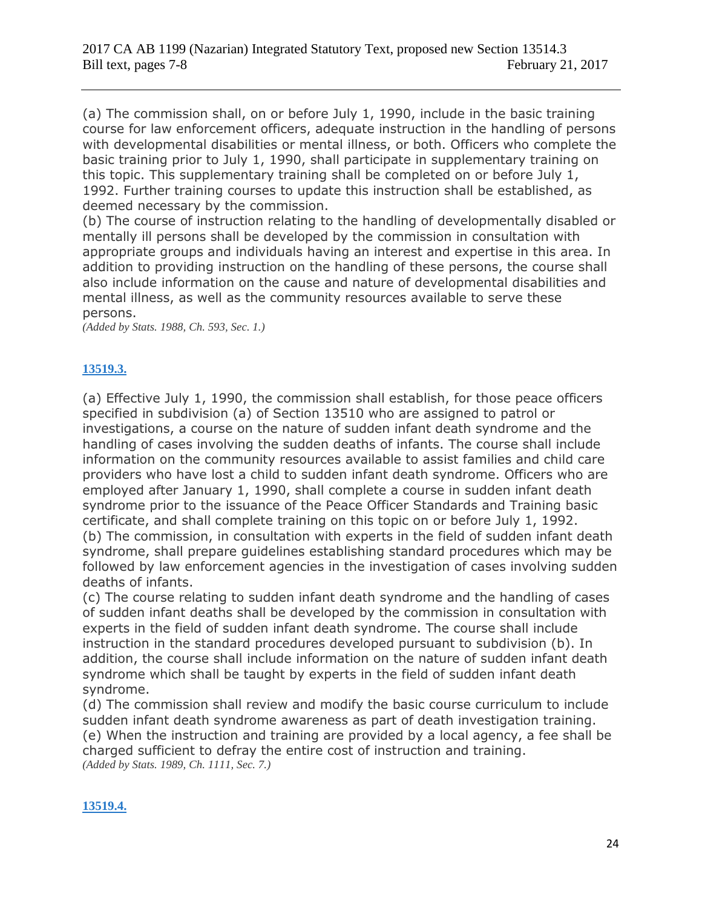(a) The commission shall, on or before July 1, 1990, include in the basic training course for law enforcement officers, adequate instruction in the handling of persons with developmental disabilities or mental illness, or both. Officers who complete the basic training prior to July 1, 1990, shall participate in supplementary training on this topic. This supplementary training shall be completed on or before July 1, 1992. Further training courses to update this instruction shall be established, as deemed necessary by the commission.
(b) The course of instruction relating to the handling of developmentally disabled or mentally ill persons shall be developed by the commission in consultation with appropriate groups and individuals having an interest and expertise in this area. In addition to providing instruction on the handling of these persons, the course shall also include information on the cause and nature of developmental disabilities and mental illness, as well as the community resources available to serve these persons.
*(Added by Stats. 1988, Ch. 593, Sec. 1.)*

**13519.3.**

(a) Effective July 1, 1990, the commission shall establish, for those peace officers specified in subdivision (a) of Section 13510 who are assigned to patrol or investigations, a course on the nature of sudden infant death syndrome and the handling of cases involving the sudden deaths of infants. The course shall include information on the community resources available to assist families and child care providers who have lost a child to sudden infant death syndrome. Officers who are employed after January 1, 1990, shall complete a course in sudden infant death syndrome prior to the issuance of the Peace Officer Standards and Training basic certificate, and shall complete training on this topic on or before July 1, 1992.
(b) The commission, in consultation with experts in the field of sudden infant death syndrome, shall prepare guidelines establishing standard procedures which may be followed by law enforcement agencies in the investigation of cases involving sudden deaths of infants.
(c) The course relating to sudden infant death syndrome and the handling of cases of sudden infant deaths shall be developed by the commission in consultation with experts in the field of sudden infant death syndrome. The course shall include instruction in the standard procedures developed pursuant to subdivision (b). In addition, the course shall include information on the nature of sudden infant death syndrome which shall be taught by experts in the field of sudden infant death syndrome.
(d) The commission shall review and modify the basic course curriculum to include sudden infant death syndrome awareness as part of death investigation training.
(e) When the instruction and training are provided by a local agency, a fee shall be charged sufficient to defray the entire cost of instruction and training.
*(Added by Stats. 1989, Ch. 1111, Sec. 7.)*

**13519.4.**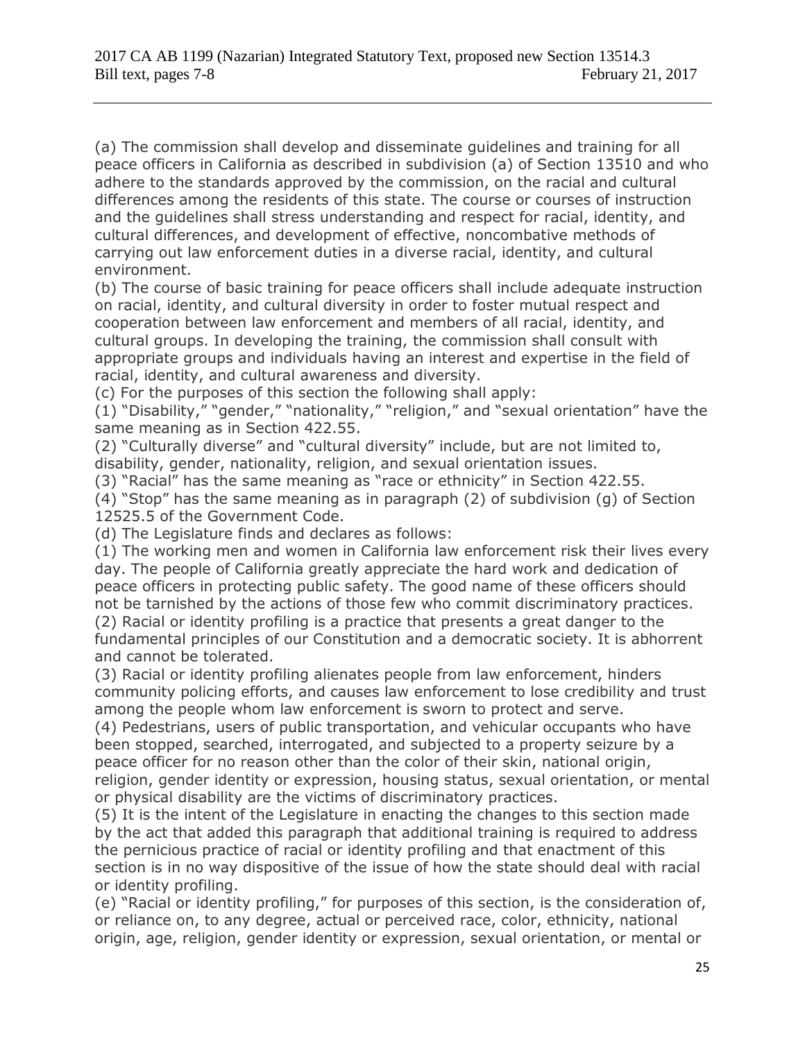2017 CA AB 1199 (Nazarian) Integrated Statutory Text, proposed new Section 13514.3
Bill text, pages 7-8 February 21, 2017

(a) The commission shall develop and disseminate guidelines and training for all peace officers in California as described in subdivision (a) of Section 13510 and who adhere to the standards approved by the commission, on the racial and cultural differences among the residents of this state. The course or courses of instruction and the guidelines shall stress understanding and respect for racial, identity, and cultural differences, and development of effective, noncombative methods of carrying out law enforcement duties in a diverse racial, identity, and cultural environment.

(b) The course of basic training for peace officers shall include adequate instruction on racial, identity, and cultural diversity in order to foster mutual respect and cooperation between law enforcement and members of all racial, identity, and cultural groups. In developing the training, the commission shall consult with appropriate groups and individuals having an interest and expertise in the field of racial, identity, and cultural awareness and diversity.

(c) For the purposes of this section the following shall apply:

(1) "Disability," "gender," "nationality," "religion," and "sexual orientation" have the same meaning as in Section 422.55.

(2) "Culturally diverse" and "cultural diversity" include, but are not limited to, disability, gender, nationality, religion, and sexual orientation issues.

(3) "Racial" has the same meaning as "race or ethnicity" in Section 422.55.

(4) "Stop" has the same meaning as in paragraph (2) of subdivision (g) of Section 12525.5 of the Government Code.

(d) The Legislature finds and declares as follows:

(1) The working men and women in California law enforcement risk their lives every day. The people of California greatly appreciate the hard work and dedication of peace officers in protecting public safety. The good name of these officers should not be tarnished by the actions of those few who commit discriminatory practices.

(2) Racial or identity profiling is a practice that presents a great danger to the fundamental principles of our Constitution and a democratic society. It is abhorrent and cannot be tolerated.

(3) Racial or identity profiling alienates people from law enforcement, hinders community policing efforts, and causes law enforcement to lose credibility and trust among the people whom law enforcement is sworn to protect and serve.

(4) Pedestrians, users of public transportation, and vehicular occupants who have been stopped, searched, interrogated, and subjected to a property seizure by a peace officer for no reason other than the color of their skin, national origin, religion, gender identity or expression, housing status, sexual orientation, or mental or physical disability are the victims of discriminatory practices.

(5) It is the intent of the Legislature in enacting the changes to this section made by the act that added this paragraph that additional training is required to address the pernicious practice of racial or identity profiling and that enactment of this section is in no way dispositive of the issue of how the state should deal with racial or identity profiling.

(e) "Racial or identity profiling," for purposes of this section, is the consideration of, or reliance on, to any degree, actual or perceived race, color, ethnicity, national origin, age, religion, gender identity or expression, sexual orientation, or mental or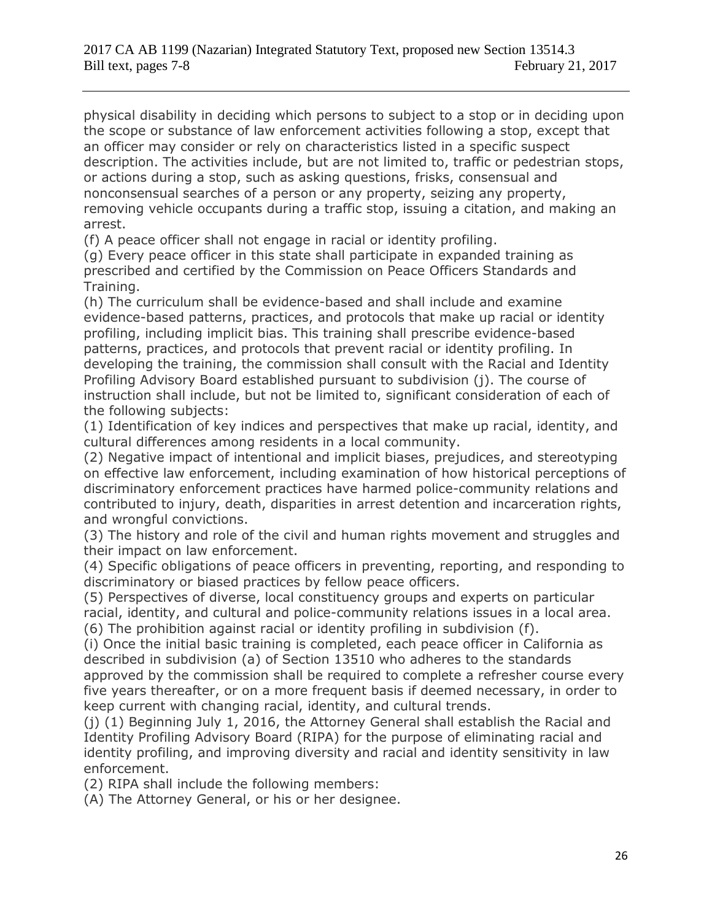physical disability in deciding which persons to subject to a stop or in deciding upon the scope or substance of law enforcement activities following a stop, except that an officer may consider or rely on characteristics listed in a specific suspect description. The activities include, but are not limited to, traffic or pedestrian stops, or actions during a stop, such as asking questions, frisks, consensual and nonconsensual searches of a person or any property, seizing any property, removing vehicle occupants during a traffic stop, issuing a citation, and making an arrest.

(f) A peace officer shall not engage in racial or identity profiling.

(g) Every peace officer in this state shall participate in expanded training as prescribed and certified by the Commission on Peace Officers Standards and Training.

(h) The curriculum shall be evidence-based and shall include and examine evidence-based patterns, practices, and protocols that make up racial or identity profiling, including implicit bias. This training shall prescribe evidence-based patterns, practices, and protocols that prevent racial or identity profiling. In developing the training, the commission shall consult with the Racial and Identity Profiling Advisory Board established pursuant to subdivision (j). The course of instruction shall include, but not be limited to, significant consideration of each of the following subjects:

(1) Identification of key indices and perspectives that make up racial, identity, and cultural differences among residents in a local community.

(2) Negative impact of intentional and implicit biases, prejudices, and stereotyping on effective law enforcement, including examination of how historical perceptions of discriminatory enforcement practices have harmed police-community relations and contributed to injury, death, disparities in arrest detention and incarceration rights, and wrongful convictions.

(3) The history and role of the civil and human rights movement and struggles and their impact on law enforcement.

(4) Specific obligations of peace officers in preventing, reporting, and responding to discriminatory or biased practices by fellow peace officers.

(5) Perspectives of diverse, local constituency groups and experts on particular racial, identity, and cultural and police-community relations issues in a local area.

(6) The prohibition against racial or identity profiling in subdivision (f).

(i) Once the initial basic training is completed, each peace officer in California as described in subdivision (a) of Section 13510 who adheres to the standards approved by the commission shall be required to complete a refresher course every five years thereafter, or on a more frequent basis if deemed necessary, in order to keep current with changing racial, identity, and cultural trends.

(j) (1) Beginning July 1, 2016, the Attorney General shall establish the Racial and Identity Profiling Advisory Board (RIPA) for the purpose of eliminating racial and identity profiling, and improving diversity and racial and identity sensitivity in law enforcement.

(2) RIPA shall include the following members:

(A) The Attorney General, or his or her designee.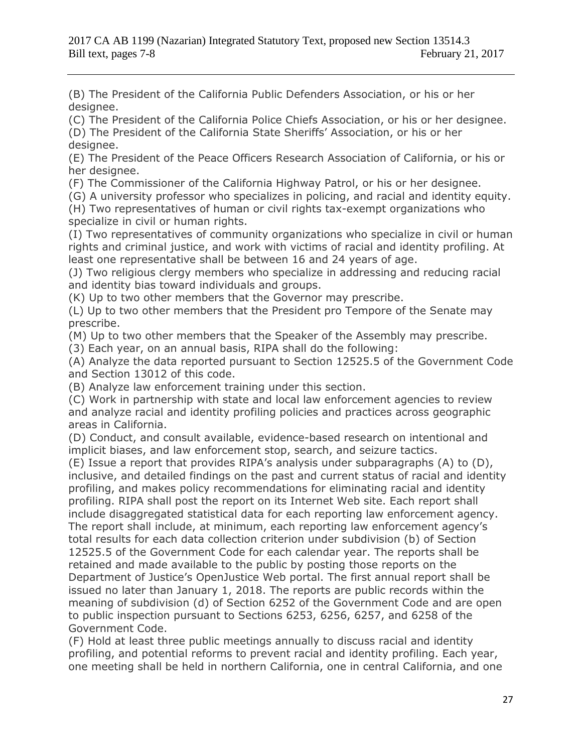(B) The President of the California Public Defenders Association, or his or her designee.

(C) The President of the California Police Chiefs Association, or his or her designee.

(D) The President of the California State Sheriffs' Association, or his or her designee.

(E) The President of the Peace Officers Research Association of California, or his or her designee.

(F) The Commissioner of the California Highway Patrol, or his or her designee.

(G) A university professor who specializes in policing, and racial and identity equity.

(H) Two representatives of human or civil rights tax-exempt organizations who specialize in civil or human rights.

(I) Two representatives of community organizations who specialize in civil or human rights and criminal justice, and work with victims of racial and identity profiling. At least one representative shall be between 16 and 24 years of age.

(J) Two religious clergy members who specialize in addressing and reducing racial and identity bias toward individuals and groups.

(K) Up to two other members that the Governor may prescribe.

(L) Up to two other members that the President pro Tempore of the Senate may prescribe.

(M) Up to two other members that the Speaker of the Assembly may prescribe.

(3) Each year, on an annual basis, RIPA shall do the following:

(A) Analyze the data reported pursuant to Section 12525.5 of the Government Code and Section 13012 of this code.

(B) Analyze law enforcement training under this section.

(C) Work in partnership with state and local law enforcement agencies to review and analyze racial and identity profiling policies and practices across geographic areas in California.

(D) Conduct, and consult available, evidence-based research on intentional and implicit biases, and law enforcement stop, search, and seizure tactics.

(E) Issue a report that provides RIPA's analysis under subparagraphs (A) to (D), inclusive, and detailed findings on the past and current status of racial and identity profiling, and makes policy recommendations for eliminating racial and identity profiling. RIPA shall post the report on its Internet Web site. Each report shall include disaggregated statistical data for each reporting law enforcement agency. The report shall include, at minimum, each reporting law enforcement agency's total results for each data collection criterion under subdivision (b) of Section 12525.5 of the Government Code for each calendar year. The reports shall be retained and made available to the public by posting those reports on the Department of Justice's OpenJustice Web portal. The first annual report shall be issued no later than January 1, 2018. The reports are public records within the meaning of subdivision (d) of Section 6252 of the Government Code and are open to public inspection pursuant to Sections 6253, 6256, 6257, and 6258 of the Government Code.

(F) Hold at least three public meetings annually to discuss racial and identity profiling, and potential reforms to prevent racial and identity profiling. Each year, one meeting shall be held in northern California, one in central California, and one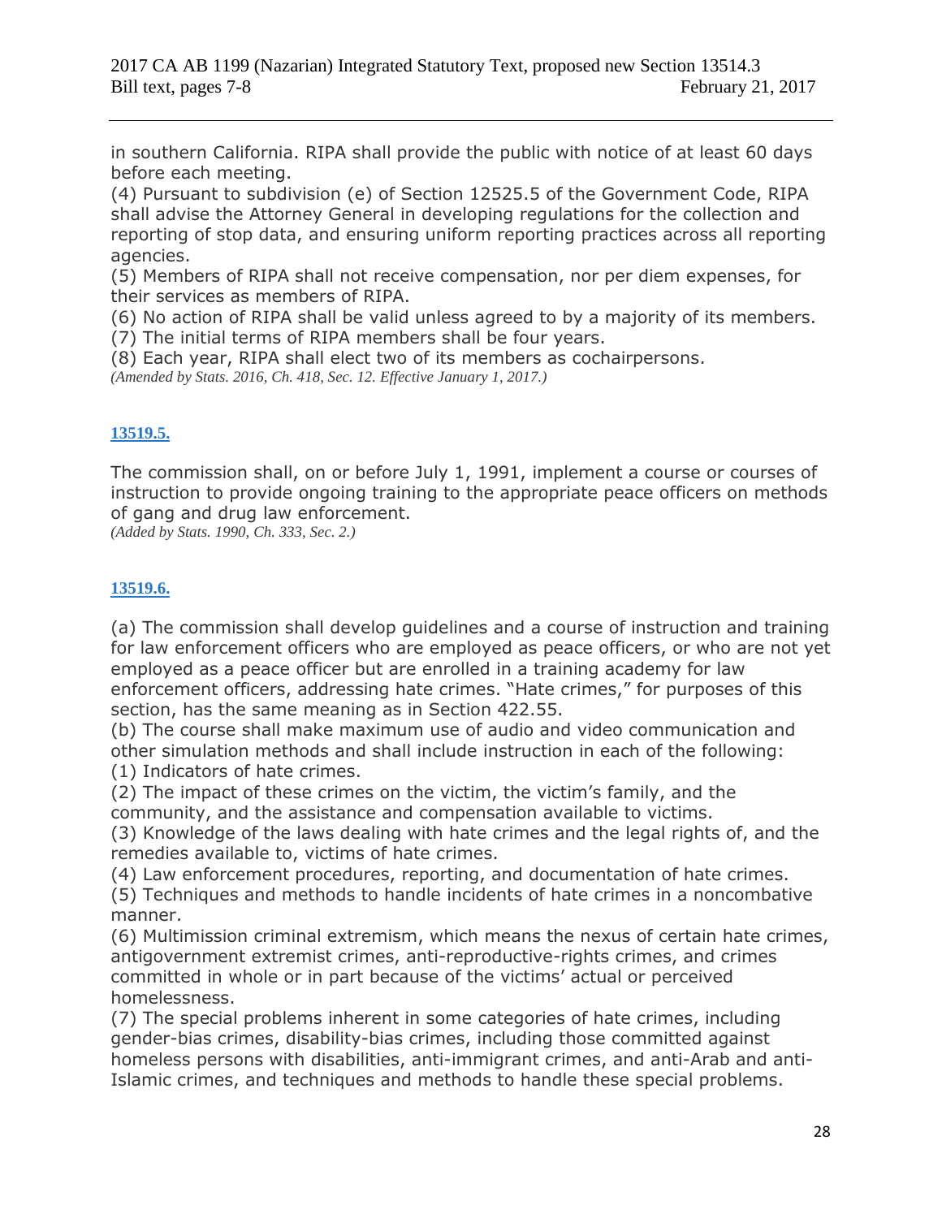in southern California. RIPA shall provide the public with notice of at least 60 days before each meeting.

(4) Pursuant to subdivision (e) of Section 12525.5 of the Government Code, RIPA shall advise the Attorney General in developing regulations for the collection and reporting of stop data, and ensuring uniform reporting practices across all reporting agencies.

(5) Members of RIPA shall not receive compensation, nor per diem expenses, for their services as members of RIPA.

(6) No action of RIPA shall be valid unless agreed to by a majority of its members.

(7) The initial terms of RIPA members shall be four years.

(8) Each year, RIPA shall elect two of its members as cochairpersons.

*(Amended by Stats. 2016, Ch. 418, Sec. 12. Effective January 1, 2017.)*

**13519.5.**

The commission shall, on or before July 1, 1991, implement a course or courses of instruction to provide ongoing training to the appropriate peace officers on methods of gang and drug law enforcement.

*(Added by Stats. 1990, Ch. 333, Sec. 2.)*

**13519.6.**

(a) The commission shall develop guidelines and a course of instruction and training for law enforcement officers who are employed as peace officers, or who are not yet employed as a peace officer but are enrolled in a training academy for law enforcement officers, addressing hate crimes. "Hate crimes," for purposes of this section, has the same meaning as in Section 422.55.

(b) The course shall make maximum use of audio and video communication and other simulation methods and shall include instruction in each of the following:

(1) Indicators of hate crimes.

(2) The impact of these crimes on the victim, the victim's family, and the community, and the assistance and compensation available to victims.

(3) Knowledge of the laws dealing with hate crimes and the legal rights of, and the remedies available to, victims of hate crimes.

(4) Law enforcement procedures, reporting, and documentation of hate crimes.

(5) Techniques and methods to handle incidents of hate crimes in a noncombative manner.

(6) Multimission criminal extremism, which means the nexus of certain hate crimes, antigovernment extremist crimes, anti-reproductive-rights crimes, and crimes committed in whole or in part because of the victims' actual or perceived homelessness.

(7) The special problems inherent in some categories of hate crimes, including gender-bias crimes, disability-bias crimes, including those committed against homeless persons with disabilities, anti-immigrant crimes, and anti-Arab and anti-Islamic crimes, and techniques and methods to handle these special problems.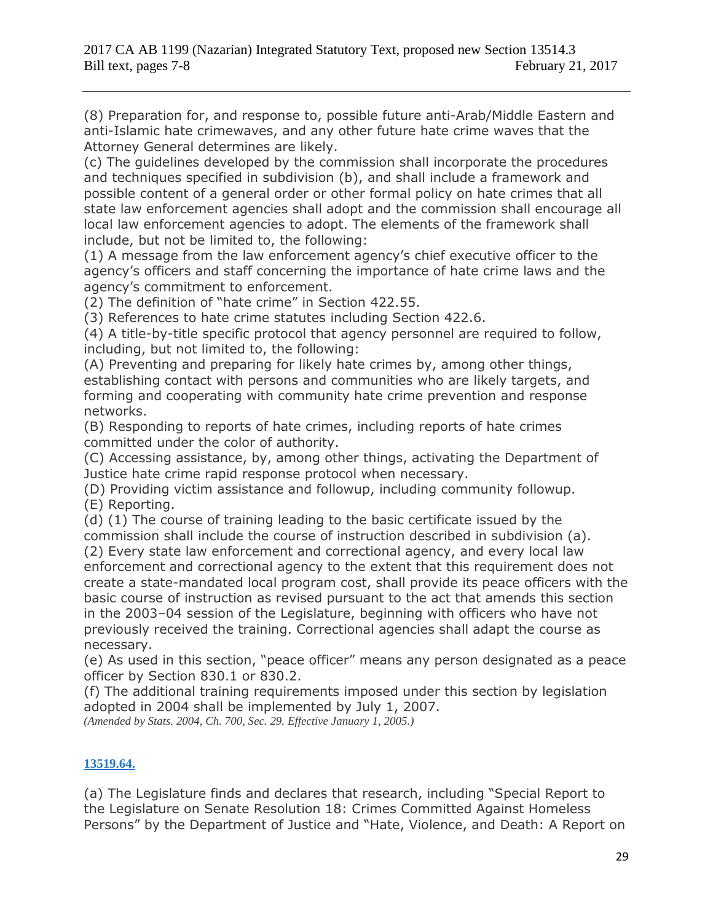(8) Preparation for, and response to, possible future anti-Arab/Middle Eastern and anti-Islamic hate crimewaves, and any other future hate crime waves that the Attorney General determines are likely.

(c) The guidelines developed by the commission shall incorporate the procedures and techniques specified in subdivision (b), and shall include a framework and possible content of a general order or other formal policy on hate crimes that all state law enforcement agencies shall adopt and the commission shall encourage all local law enforcement agencies to adopt. The elements of the framework shall include, but not be limited to, the following:

(1) A message from the law enforcement agency's chief executive officer to the agency's officers and staff concerning the importance of hate crime laws and the agency's commitment to enforcement.

(2) The definition of "hate crime" in Section 422.55.

(3) References to hate crime statutes including Section 422.6.

(4) A title-by-title specific protocol that agency personnel are required to follow, including, but not limited to, the following:

(A) Preventing and preparing for likely hate crimes by, among other things, establishing contact with persons and communities who are likely targets, and forming and cooperating with community hate crime prevention and response networks.

(B) Responding to reports of hate crimes, including reports of hate crimes committed under the color of authority.

(C) Accessing assistance, by, among other things, activating the Department of Justice hate crime rapid response protocol when necessary.

(D) Providing victim assistance and followup, including community followup.

(E) Reporting.

(d) (1) The course of training leading to the basic certificate issued by the commission shall include the course of instruction described in subdivision (a).

(2) Every state law enforcement and correctional agency, and every local law enforcement and correctional agency to the extent that this requirement does not create a state-mandated local program cost, shall provide its peace officers with the basic course of instruction as revised pursuant to the act that amends this section in the 2003–04 session of the Legislature, beginning with officers who have not previously received the training. Correctional agencies shall adapt the course as necessary.

(e) As used in this section, "peace officer" means any person designated as a peace officer by Section 830.1 or 830.2.

(f) The additional training requirements imposed under this section by legislation adopted in 2004 shall be implemented by July 1, 2007.

*(Amended by Stats. 2004, Ch. 700, Sec. 29. Effective January 1, 2005.)*

**13519.64.**

(a) The Legislature finds and declares that research, including "Special Report to the Legislature on Senate Resolution 18: Crimes Committed Against Homeless Persons" by the Department of Justice and "Hate, Violence, and Death: A Report on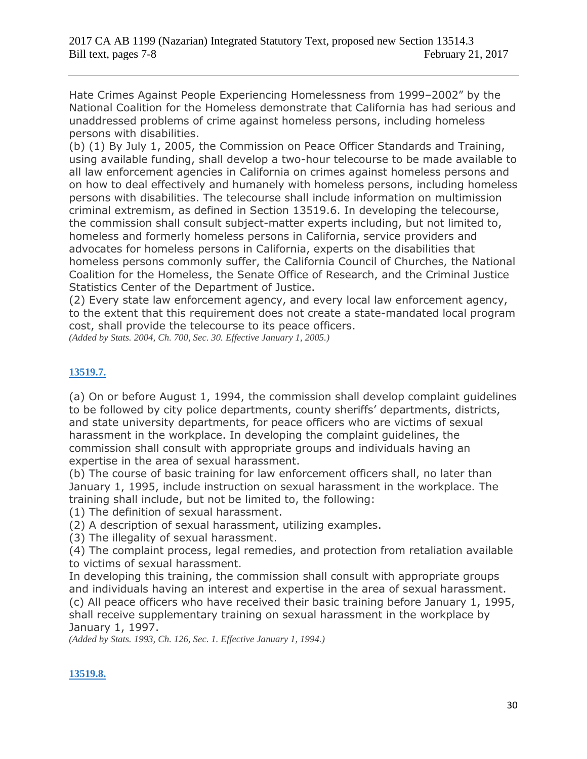Hate Crimes Against People Experiencing Homelessness from 1999–2002" by the National Coalition for the Homeless demonstrate that California has had serious and unaddressed problems of crime against homeless persons, including homeless persons with disabilities.

(b) (1) By July 1, 2005, the Commission on Peace Officer Standards and Training, using available funding, shall develop a two-hour telecourse to be made available to all law enforcement agencies in California on crimes against homeless persons and on how to deal effectively and humanely with homeless persons, including homeless persons with disabilities. The telecourse shall include information on multimission criminal extremism, as defined in Section 13519.6. In developing the telecourse, the commission shall consult subject-matter experts including, but not limited to, homeless and formerly homeless persons in California, service providers and advocates for homeless persons in California, experts on the disabilities that homeless persons commonly suffer, the California Council of Churches, the National Coalition for the Homeless, the Senate Office of Research, and the Criminal Justice Statistics Center of the Department of Justice.

(2) Every state law enforcement agency, and every local law enforcement agency, to the extent that this requirement does not create a state-mandated local program cost, shall provide the telecourse to its peace officers.

*(Added by Stats. 2004, Ch. 700, Sec. 30. Effective January 1, 2005.)*

**13519.7.**

(a) On or before August 1, 1994, the commission shall develop complaint guidelines to be followed by city police departments, county sheriffs' departments, districts, and state university departments, for peace officers who are victims of sexual harassment in the workplace. In developing the complaint guidelines, the commission shall consult with appropriate groups and individuals having an expertise in the area of sexual harassment.

(b) The course of basic training for law enforcement officers shall, no later than January 1, 1995, include instruction on sexual harassment in the workplace. The training shall include, but not be limited to, the following:

(1) The definition of sexual harassment.

(2) A description of sexual harassment, utilizing examples.

(3) The illegality of sexual harassment.

(4) The complaint process, legal remedies, and protection from retaliation available to victims of sexual harassment.

In developing this training, the commission shall consult with appropriate groups and individuals having an interest and expertise in the area of sexual harassment.

(c) All peace officers who have received their basic training before January 1, 1995, shall receive supplementary training on sexual harassment in the workplace by January 1, 1997.

*(Added by Stats. 1993, Ch. 126, Sec. 1. Effective January 1, 1994.)*

**13519.8.**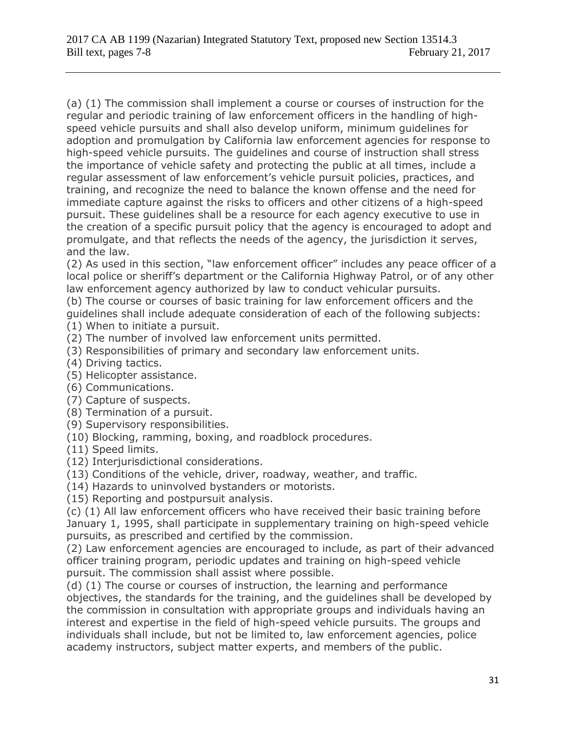2017 CA AB 1199 (Nazarian) Integrated Statutory Text, proposed new Section 13514.3
Bill text, pages 7-8 February 21, 2017

(a) (1) The commission shall implement a course or courses of instruction for the regular and periodic training of law enforcement officers in the handling of high-speed vehicle pursuits and shall also develop uniform, minimum guidelines for adoption and promulgation by California law enforcement agencies for response to high-speed vehicle pursuits. The guidelines and course of instruction shall stress the importance of vehicle safety and protecting the public at all times, include a regular assessment of law enforcement's vehicle pursuit policies, practices, and training, and recognize the need to balance the known offense and the need for immediate capture against the risks to officers and other citizens of a high-speed pursuit. These guidelines shall be a resource for each agency executive to use in the creation of a specific pursuit policy that the agency is encouraged to adopt and promulgate, and that reflects the needs of the agency, the jurisdiction it serves, and the law.

(2) As used in this section, "law enforcement officer" includes any peace officer of a local police or sheriff's department or the California Highway Patrol, or of any other law enforcement agency authorized by law to conduct vehicular pursuits.

(b) The course or courses of basic training for law enforcement officers and the guidelines shall include adequate consideration of each of the following subjects:

(1) When to initiate a pursuit.
(2) The number of involved law enforcement units permitted.
(3) Responsibilities of primary and secondary law enforcement units.
(4) Driving tactics.
(5) Helicopter assistance.
(6) Communications.
(7) Capture of suspects.
(8) Termination of a pursuit.
(9) Supervisory responsibilities.
(10) Blocking, ramming, boxing, and roadblock procedures.
(11) Speed limits.
(12) Interjurisdictional considerations.
(13) Conditions of the vehicle, driver, roadway, weather, and traffic.
(14) Hazards to uninvolved bystanders or motorists.
(15) Reporting and postpursuit analysis.

(c) (1) All law enforcement officers who have received their basic training before January 1, 1995, shall participate in supplementary training on high-speed vehicle pursuits, as prescribed and certified by the commission.

(2) Law enforcement agencies are encouraged to include, as part of their advanced officer training program, periodic updates and training on high-speed vehicle pursuit. The commission shall assist where possible.

(d) (1) The course or courses of instruction, the learning and performance objectives, the standards for the training, and the guidelines shall be developed by the commission in consultation with appropriate groups and individuals having an interest and expertise in the field of high-speed vehicle pursuits. The groups and individuals shall include, but not be limited to, law enforcement agencies, police academy instructors, subject matter experts, and members of the public.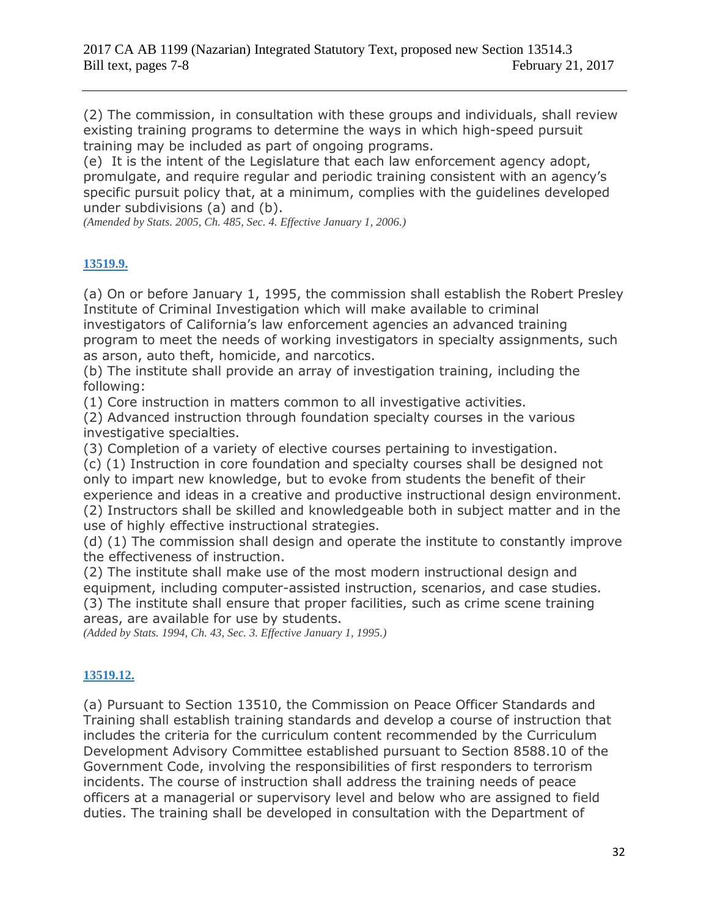(2) The commission, in consultation with these groups and individuals, shall review existing training programs to determine the ways in which high-speed pursuit training may be included as part of ongoing programs.

(e) It is the intent of the Legislature that each law enforcement agency adopt, promulgate, and require regular and periodic training consistent with an agency's specific pursuit policy that, at a minimum, complies with the guidelines developed under subdivisions (a) and (b).

*(Amended by Stats. 2005, Ch. 485, Sec. 4. Effective January 1, 2006.)*

### 13519.9.

(a) On or before January 1, 1995, the commission shall establish the Robert Presley Institute of Criminal Investigation which will make available to criminal investigators of California's law enforcement agencies an advanced training program to meet the needs of working investigators in specialty assignments, such as arson, auto theft, homicide, and narcotics.

(b) The institute shall provide an array of investigation training, including the following:

(1) Core instruction in matters common to all investigative activities.

(2) Advanced instruction through foundation specialty courses in the various investigative specialties.

(3) Completion of a variety of elective courses pertaining to investigation.

(c) (1) Instruction in core foundation and specialty courses shall be designed not only to impart new knowledge, but to evoke from students the benefit of their experience and ideas in a creative and productive instructional design environment.

(2) Instructors shall be skilled and knowledgeable both in subject matter and in the use of highly effective instructional strategies.

(d) (1) The commission shall design and operate the institute to constantly improve the effectiveness of instruction.

(2) The institute shall make use of the most modern instructional design and equipment, including computer-assisted instruction, scenarios, and case studies.

(3) The institute shall ensure that proper facilities, such as crime scene training areas, are available for use by students.

*(Added by Stats. 1994, Ch. 43, Sec. 3. Effective January 1, 1995.)*

### 13519.12.

(a) Pursuant to Section 13510, the Commission on Peace Officer Standards and Training shall establish training standards and develop a course of instruction that includes the criteria for the curriculum content recommended by the Curriculum Development Advisory Committee established pursuant to Section 8588.10 of the Government Code, involving the responsibilities of first responders to terrorism incidents. The course of instruction shall address the training needs of peace officers at a managerial or supervisory level and below who are assigned to field duties. The training shall be developed in consultation with the Department of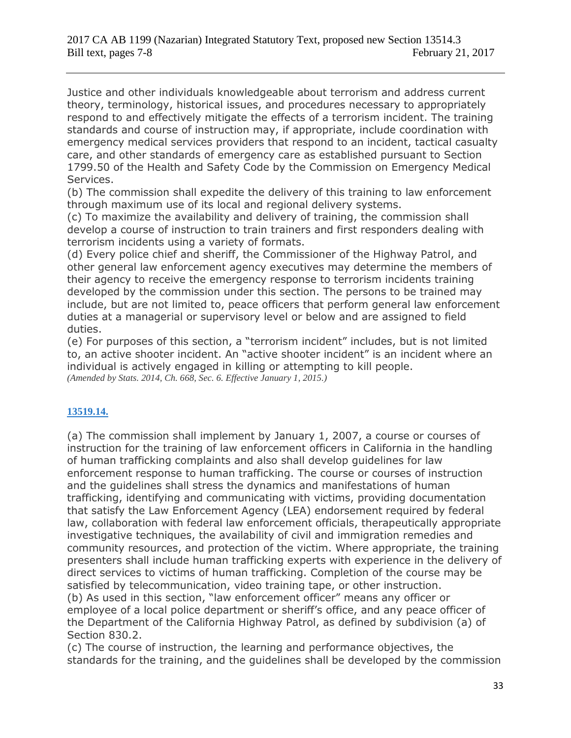Justice and other individuals knowledgeable about terrorism and address current theory, terminology, historical issues, and procedures necessary to appropriately respond to and effectively mitigate the effects of a terrorism incident. The training standards and course of instruction may, if appropriate, include coordination with emergency medical services providers that respond to an incident, tactical casualty care, and other standards of emergency care as established pursuant to Section 1799.50 of the Health and Safety Code by the Commission on Emergency Medical Services.

(b) The commission shall expedite the delivery of this training to law enforcement through maximum use of its local and regional delivery systems.

(c) To maximize the availability and delivery of training, the commission shall develop a course of instruction to train trainers and first responders dealing with terrorism incidents using a variety of formats.

(d) Every police chief and sheriff, the Commissioner of the Highway Patrol, and other general law enforcement agency executives may determine the members of their agency to receive the emergency response to terrorism incidents training developed by the commission under this section. The persons to be trained may include, but are not limited to, peace officers that perform general law enforcement duties at a managerial or supervisory level or below and are assigned to field duties.

(e) For purposes of this section, a "terrorism incident" includes, but is not limited to, an active shooter incident. An "active shooter incident" is an incident where an individual is actively engaged in killing or attempting to kill people.

*(Amended by Stats. 2014, Ch. 668, Sec. 6. Effective January 1, 2015.)*

**13519.14.**

(a) The commission shall implement by January 1, 2007, a course or courses of instruction for the training of law enforcement officers in California in the handling of human trafficking complaints and also shall develop guidelines for law enforcement response to human trafficking. The course or courses of instruction and the guidelines shall stress the dynamics and manifestations of human trafficking, identifying and communicating with victims, providing documentation that satisfy the Law Enforcement Agency (LEA) endorsement required by federal law, collaboration with federal law enforcement officials, therapeutically appropriate investigative techniques, the availability of civil and immigration remedies and community resources, and protection of the victim. Where appropriate, the training presenters shall include human trafficking experts with experience in the delivery of direct services to victims of human trafficking. Completion of the course may be satisfied by telecommunication, video training tape, or other instruction.

(b) As used in this section, "law enforcement officer" means any officer or employee of a local police department or sheriff's office, and any peace officer of the Department of the California Highway Patrol, as defined by subdivision (a) of Section 830.2.

(c) The course of instruction, the learning and performance objectives, the standards for the training, and the guidelines shall be developed by the commission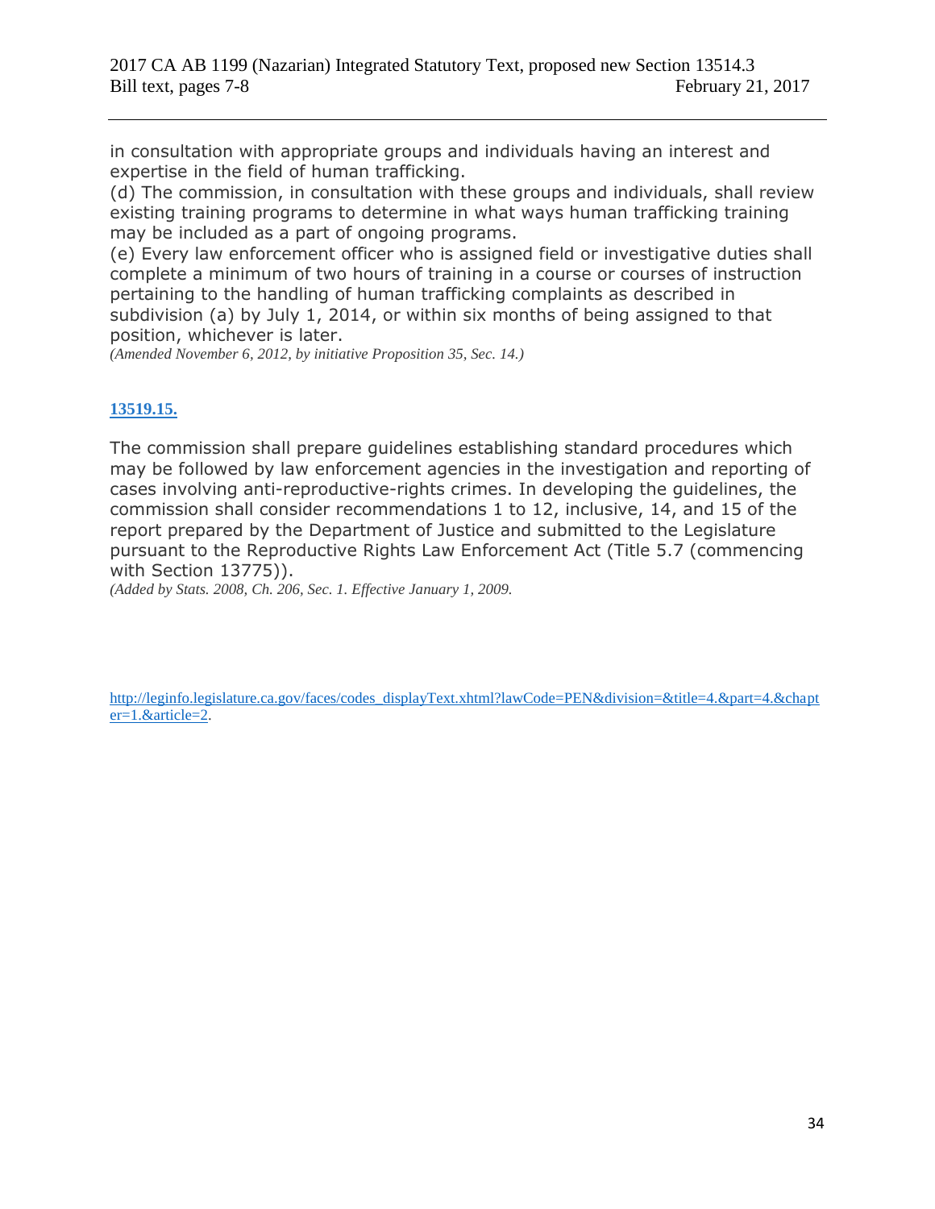in consultation with appropriate groups and individuals having an interest and expertise in the field of human trafficking.

(d) The commission, in consultation with these groups and individuals, shall review existing training programs to determine in what ways human trafficking training may be included as a part of ongoing programs.

(e) Every law enforcement officer who is assigned field or investigative duties shall complete a minimum of two hours of training in a course or courses of instruction pertaining to the handling of human trafficking complaints as described in subdivision (a) by July 1, 2014, or within six months of being assigned to that position, whichever is later.

*(Amended November 6, 2012, by initiative Proposition 35, Sec. 14.)*

**13519.15.**

The commission shall prepare guidelines establishing standard procedures which may be followed by law enforcement agencies in the investigation and reporting of cases involving anti-reproductive-rights crimes. In developing the guidelines, the commission shall consider recommendations 1 to 12, inclusive, 14, and 15 of the report prepared by the Department of Justice and submitted to the Legislature pursuant to the Reproductive Rights Law Enforcement Act (Title 5.7 (commencing with Section 13775)).

*(Added by Stats. 2008, Ch. 206, Sec. 1. Effective January 1, 2009.*

http://leginfo.legislature.ca.gov/faces/codes_displayText.xhtml?lawCode=PEN&division=&title=4.&part=4.&chapter=1.&article=2.